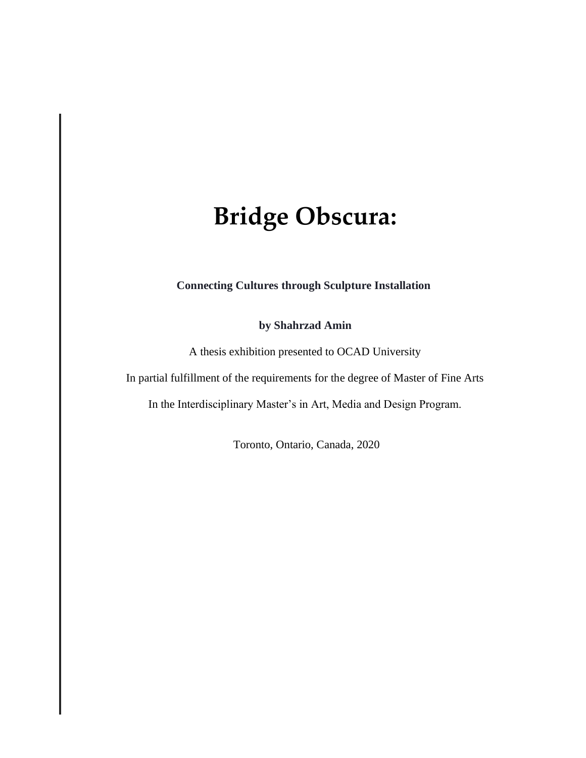# Bridge Obscura:

**Connecting Cultures through Sculpture Installation**

**by Shahrzad Amin**

A thesis exhibition presented to OCAD University

In partial fulfillment of the requirements for the degree of Master of Fine Arts

In the Interdisciplinary Master's in Art, Media and Design Program.

Toronto, Ontario, Canada, 2020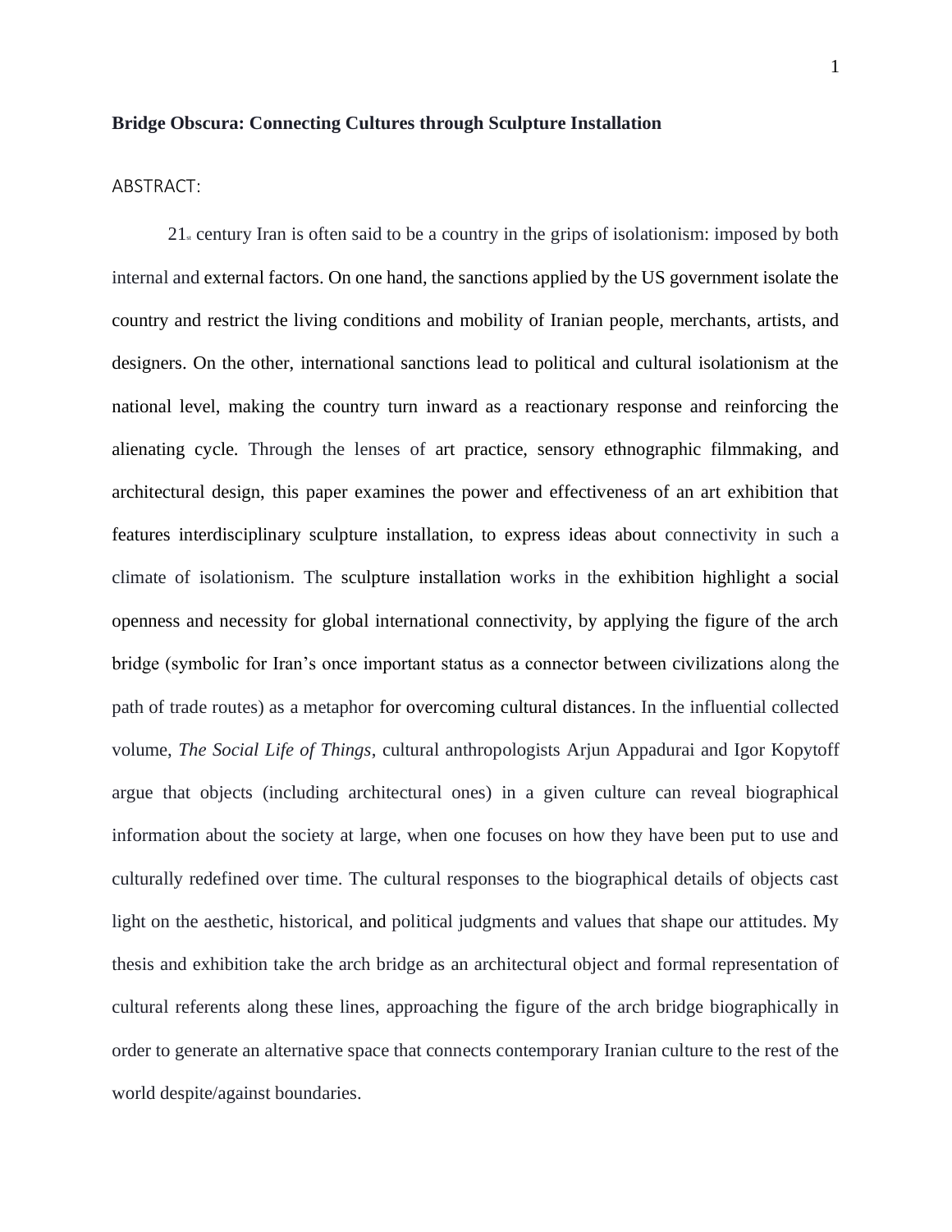**Bridge Obscura: Connecting Cultures through Sculpture Installation**

ABSTRACT:

21st century Iran is often said to be a country in the grips of isolationism: imposed by both internal and external factors. On one hand, the sanctions applied by the US government isolate the country and restrict the living conditions and mobility of Iranian people, merchants, artists, and designers. On the other, international sanctions lead to political and cultural isolationism at the national level, making the country turn inward as a reactionary response and reinforcing the alienating cycle. Through the lenses of art practice, sensory ethnographic filmmaking, and architectural design, this paper examines the power and effectiveness of an art exhibition that features interdisciplinary sculpture installation, to express ideas about connectivity in such a climate of isolationism. The sculpture installation works in the exhibition highlight a social openness and necessity for global international connectivity, by applying the figure of the arch bridge (symbolic for Iran's once important status as a connector between civilizations along the path of trade routes) as a metaphor for overcoming cultural distances. In the influential collected volume, *The Social Life of Things*, cultural anthropologists Arjun Appadurai and Igor Kopytoff argue that objects (including architectural ones) in a given culture can reveal biographical information about the society at large, when one focuses on how they have been put to use and culturally redefined over time. The cultural responses to the biographical details of objects cast light on the aesthetic, historical, and political judgments and values that shape our attitudes. My thesis and exhibition take the arch bridge as an architectural object and formal representation of cultural referents along these lines, approaching the figure of the arch bridge biographically in order to generate an alternative space that connects contemporary Iranian culture to the rest of the world despite/against boundaries.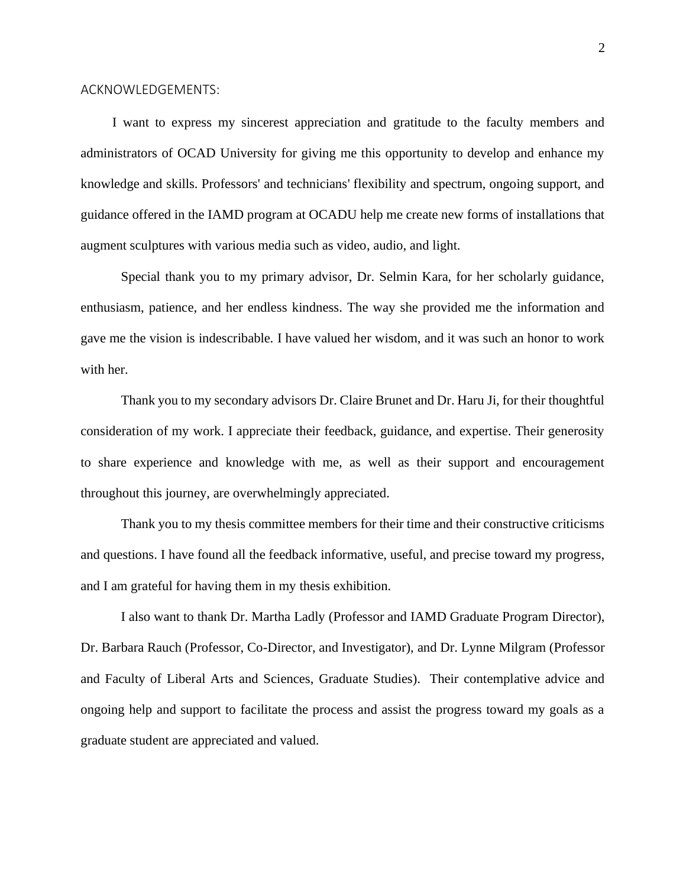## ACKNOWLEDGEMENTS:

I want to express my sincerest appreciation and gratitude to the faculty members and administrators of OCAD University for giving me this opportunity to develop and enhance my knowledge and skills. Professors' and technicians' flexibility and spectrum, ongoing support, and guidance offered in the IAMD program at OCADU help me create new forms of installations that augment sculptures with various media such as video, audio, and light.

Special thank you to my primary advisor, Dr. Selmin Kara, for her scholarly guidance, enthusiasm, patience, and her endless kindness. The way she provided me the information and gave me the vision is indescribable. I have valued her wisdom, and it was such an honor to work with her.

Thank you to my secondary advisors Dr. Claire Brunet and Dr. Haru Ji, for their thoughtful consideration of my work. I appreciate their feedback, guidance, and expertise. Their generosity to share experience and knowledge with me, as well as their support and encouragement throughout this journey, are overwhelmingly appreciated.

Thank you to my thesis committee members for their time and their constructive criticisms and questions. I have found all the feedback informative, useful, and precise toward my progress, and I am grateful for having them in my thesis exhibition.

I also want to thank Dr. Martha Ladly (Professor and IAMD Graduate Program Director), Dr. Barbara Rauch (Professor, Co-Director, and Investigator), and Dr. Lynne Milgram (Professor and Faculty of Liberal Arts and Sciences, Graduate Studies). Their contemplative advice and ongoing help and support to facilitate the process and assist the progress toward my goals as a graduate student are appreciated and valued.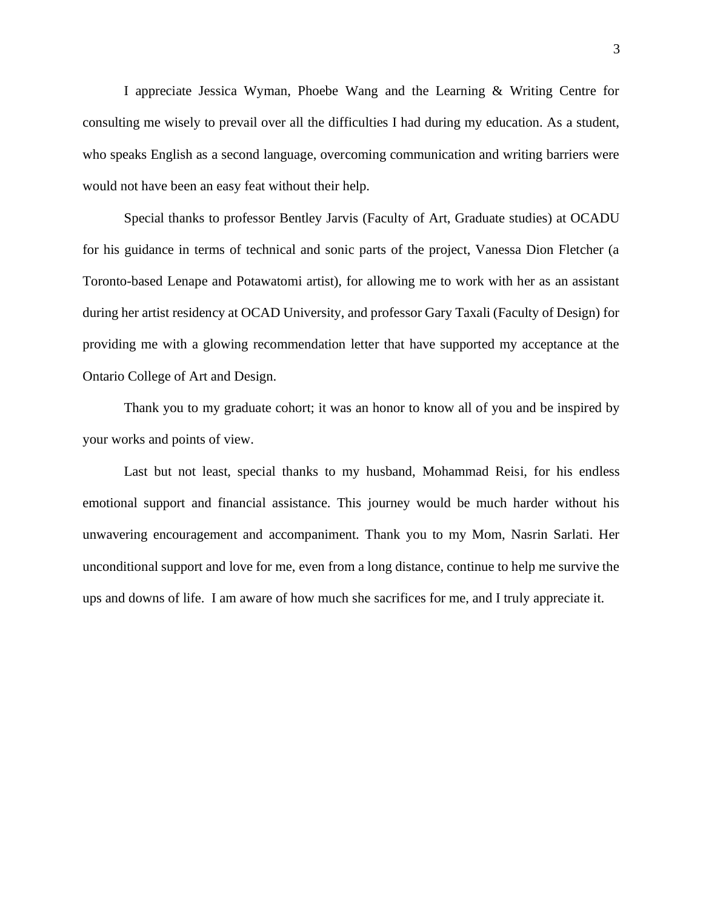I appreciate Jessica Wyman, Phoebe Wang and the Learning & Writing Centre for consulting me wisely to prevail over all the difficulties I had during my education. As a student, who speaks English as a second language, overcoming communication and writing barriers were would not have been an easy feat without their help.

Special thanks to professor Bentley Jarvis (Faculty of Art, Graduate studies) at OCADU for his guidance in terms of technical and sonic parts of the project, Vanessa Dion Fletcher (a Toronto-based Lenape and Potawatomi artist), for allowing me to work with her as an assistant during her artist residency at OCAD University, and professor Gary Taxali (Faculty of Design) for providing me with a glowing recommendation letter that have supported my acceptance at the Ontario College of Art and Design.

Thank you to my graduate cohort; it was an honor to know all of you and be inspired by your works and points of view.

Last but not least, special thanks to my husband, Mohammad Reisi, for his endless emotional support and financial assistance. This journey would be much harder without his unwavering encouragement and accompaniment. Thank you to my Mom, Nasrin Sarlati. Her unconditional support and love for me, even from a long distance, continue to help me survive the ups and downs of life. I am aware of how much she sacrifices for me, and I truly appreciate it.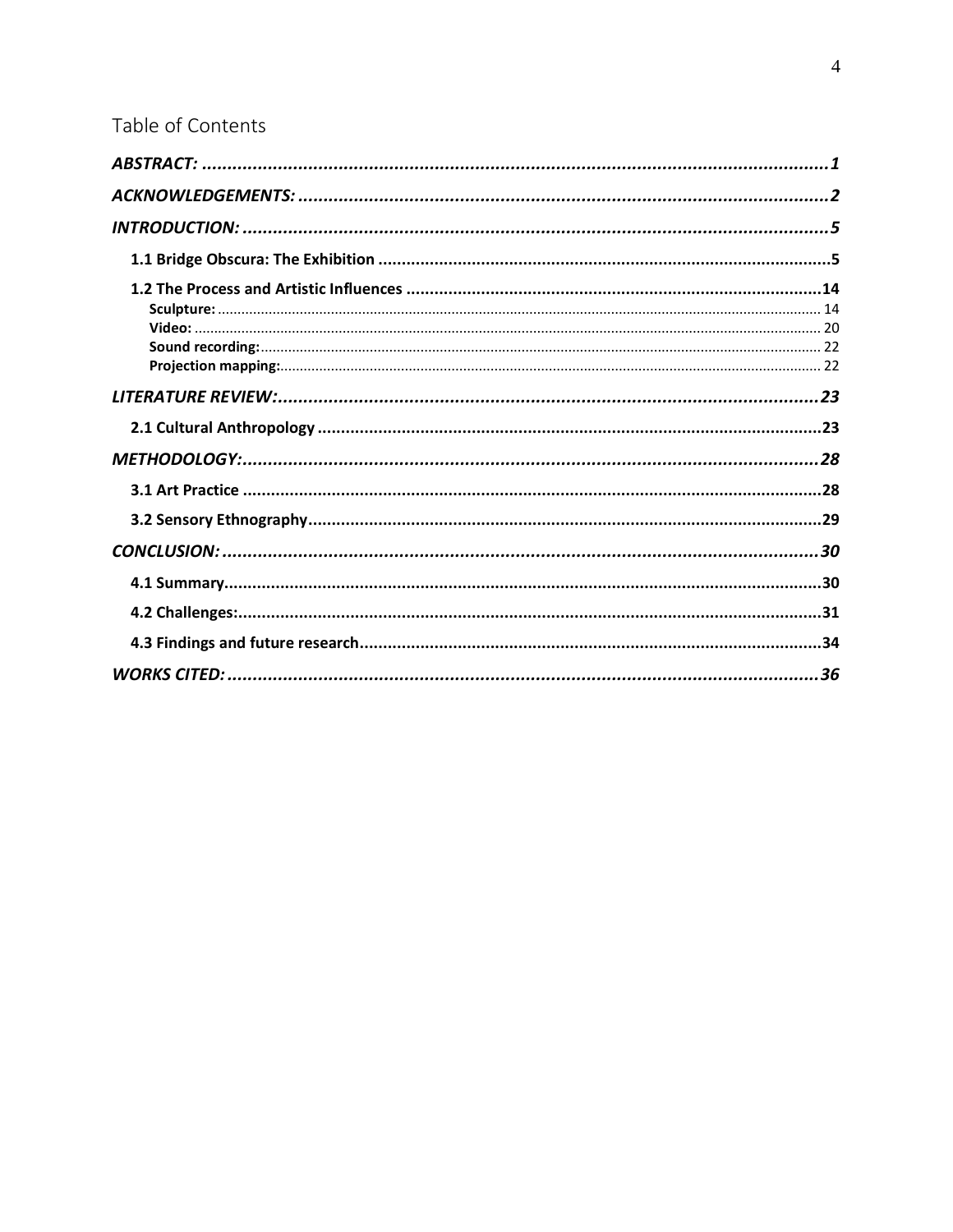# Table of Contents

***ABSTRACT:*** ........................................................................................................... ***1***

***ACKNOWLEDGEMENTS:*** ......................................................................................... ***2***

***INTRODUCTION:*** ..................................................................................................... ***5***

**1.1 Bridge Obscura: The Exhibition** ................................................................................ **5**

**1.2 The Process and Artistic Influences** ....................................................................... **14**

**Sculpture:** ......................................................................................................................... 14

**Video:** ................................................................................................................................ 20

**Sound recording:** ............................................................................................................. 22

**Projection mapping:** ........................................................................................................ 22

***LITERATURE REVIEW:*** ........................................................................................... ***23***

**2.1 Cultural Anthropology** .......................................................................................... **23**

***METHODOLOGY:*** .................................................................................................... ***28***

**3.1 Art Practice** ........................................................................................................... **28**

**3.2 Sensory Ethnography** ............................................................................................ **29**

***CONCLUSION:*** ......................................................................................................... ***30***

**4.1 Summary** ............................................................................................................... **30**

**4.2 Challenges:** ............................................................................................................ **31**

**4.3 Findings and future research** ................................................................................. **34**

***WORKS CITED:*** ........................................................................................................ ***36***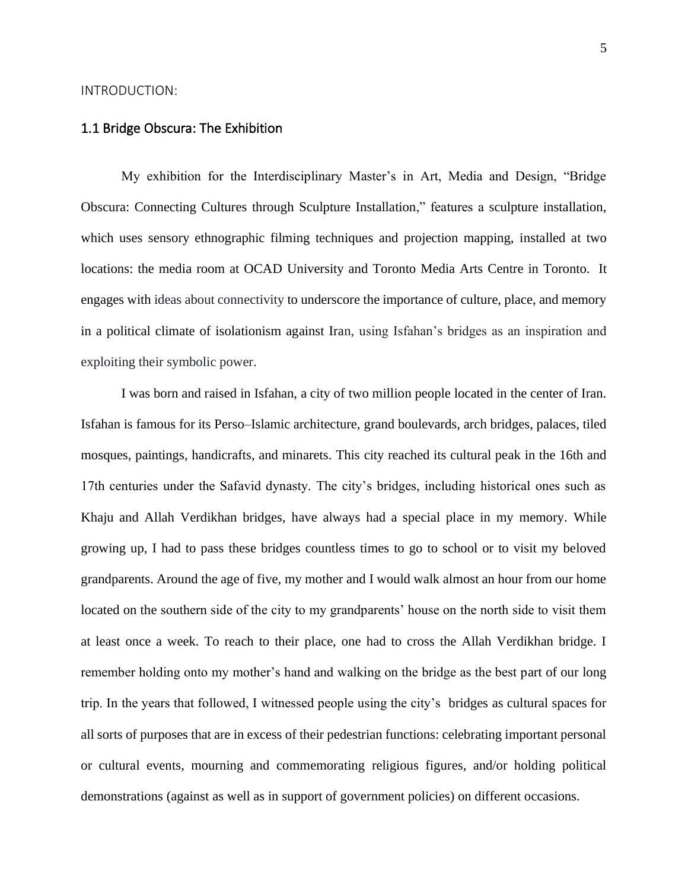INTRODUCTION:

## 1.1 Bridge Obscura: The Exhibition

My exhibition for the Interdisciplinary Master's in Art, Media and Design, "Bridge Obscura: Connecting Cultures through Sculpture Installation," features a sculpture installation, which uses sensory ethnographic filming techniques and projection mapping, installed at two locations: the media room at OCAD University and Toronto Media Arts Centre in Toronto. It engages with ideas about connectivity to underscore the importance of culture, place, and memory in a political climate of isolationism against Iran, using Isfahan's bridges as an inspiration and exploiting their symbolic power.

I was born and raised in Isfahan, a city of two million people located in the center of Iran. Isfahan is famous for its Perso–Islamic architecture, grand boulevards, arch bridges, palaces, tiled mosques, paintings, handicrafts, and minarets. This city reached its cultural peak in the 16th and 17th centuries under the Safavid dynasty. The city's bridges, including historical ones such as Khaju and Allah Verdikhan bridges, have always had a special place in my memory. While growing up, I had to pass these bridges countless times to go to school or to visit my beloved grandparents. Around the age of five, my mother and I would walk almost an hour from our home located on the southern side of the city to my grandparents' house on the north side to visit them at least once a week. To reach to their place, one had to cross the Allah Verdikhan bridge. I remember holding onto my mother's hand and walking on the bridge as the best part of our long trip. In the years that followed, I witnessed people using the city's bridges as cultural spaces for all sorts of purposes that are in excess of their pedestrian functions: celebrating important personal or cultural events, mourning and commemorating religious figures, and/or holding political demonstrations (against as well as in support of government policies) on different occasions.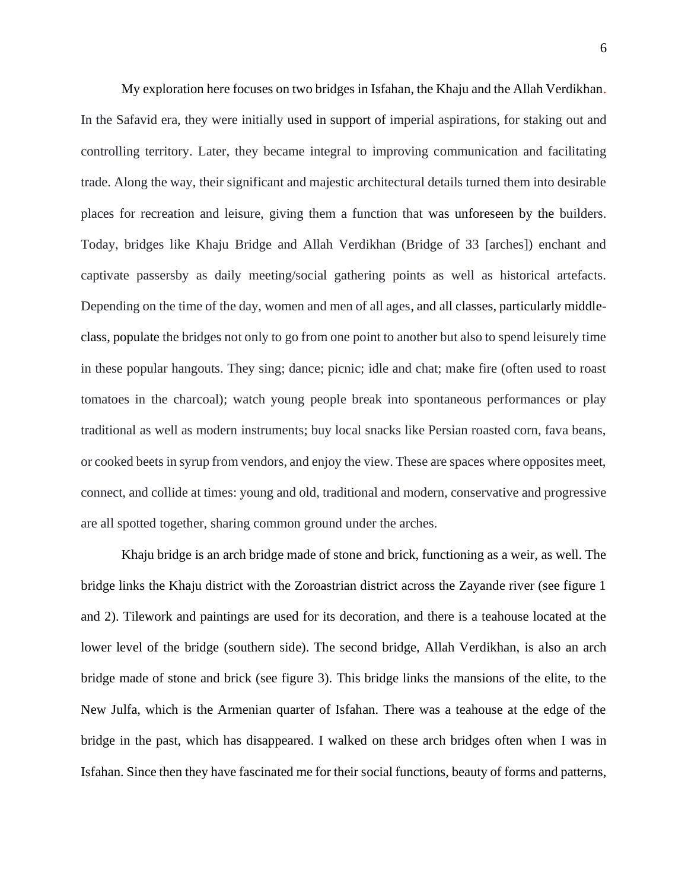My exploration here focuses on two bridges in Isfahan, the Khaju and the Allah Verdikhan. In the Safavid era, they were initially used in support of imperial aspirations, for staking out and controlling territory. Later, they became integral to improving communication and facilitating trade. Along the way, their significant and majestic architectural details turned them into desirable places for recreation and leisure, giving them a function that was unforeseen by the builders. Today, bridges like Khaju Bridge and Allah Verdikhan (Bridge of 33 [arches]) enchant and captivate passersby as daily meeting/social gathering points as well as historical artefacts. Depending on the time of the day, women and men of all ages, and all classes, particularly middle-class, populate the bridges not only to go from one point to another but also to spend leisurely time in these popular hangouts. They sing; dance; picnic; idle and chat; make fire (often used to roast tomatoes in the charcoal); watch young people break into spontaneous performances or play traditional as well as modern instruments; buy local snacks like Persian roasted corn, fava beans, or cooked beets in syrup from vendors, and enjoy the view. These are spaces where opposites meet, connect, and collide at times: young and old, traditional and modern, conservative and progressive are all spotted together, sharing common ground under the arches.

Khaju bridge is an arch bridge made of stone and brick, functioning as a weir, as well. The bridge links the Khaju district with the Zoroastrian district across the Zayande river (see figure 1 and 2). Tilework and paintings are used for its decoration, and there is a teahouse located at the lower level of the bridge (southern side). The second bridge, Allah Verdikhan, is also an arch bridge made of stone and brick (see figure 3). This bridge links the mansions of the elite, to the New Julfa, which is the Armenian quarter of Isfahan. There was a teahouse at the edge of the bridge in the past, which has disappeared. I walked on these arch bridges often when I was in Isfahan. Since then they have fascinated me for their social functions, beauty of forms and patterns,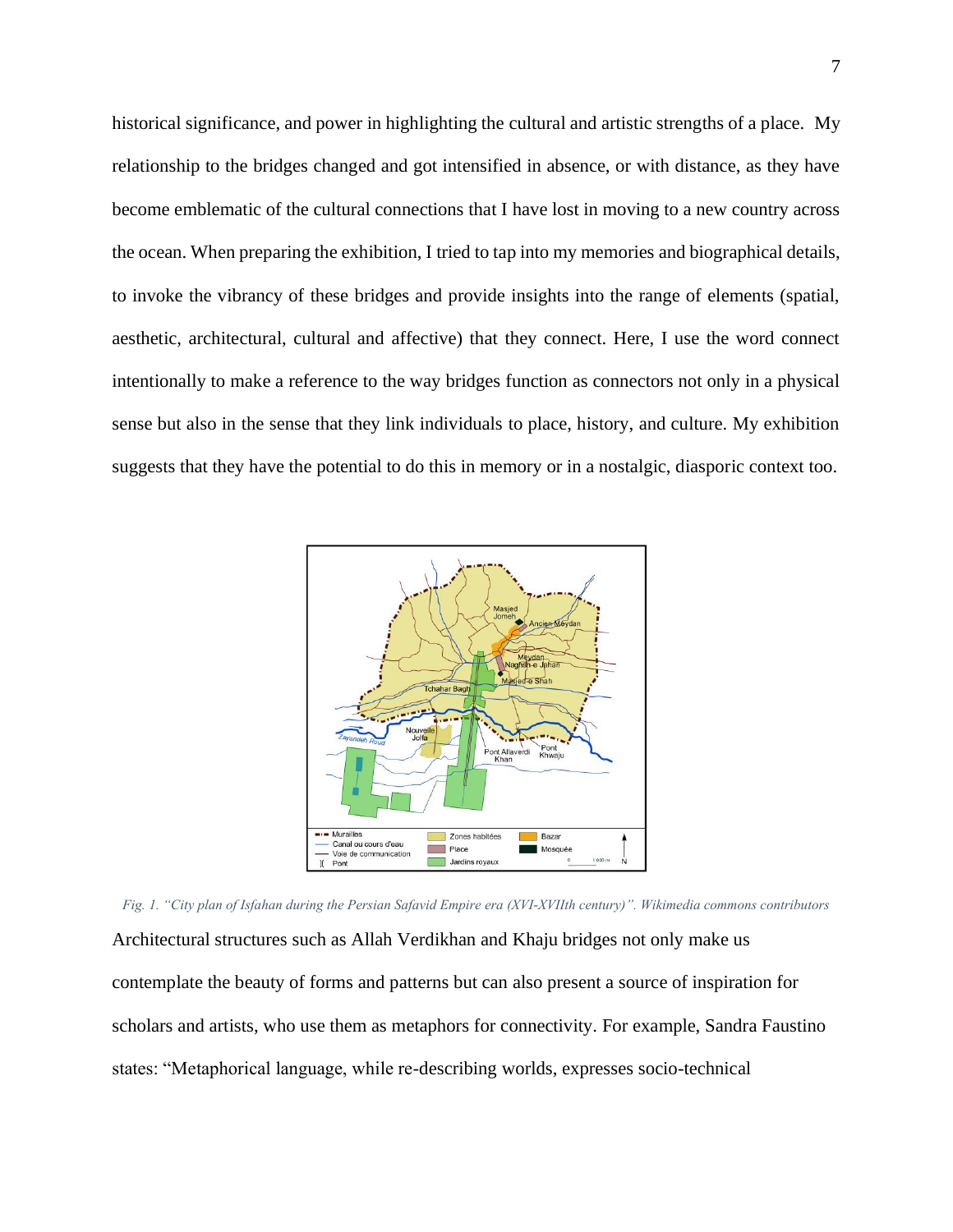historical significance, and power in highlighting the cultural and artistic strengths of a place. My relationship to the bridges changed and got intensified in absence, or with distance, as they have become emblematic of the cultural connections that I have lost in moving to a new country across the ocean. When preparing the exhibition, I tried to tap into my memories and biographical details, to invoke the vibrancy of these bridges and provide insights into the range of elements (spatial, aesthetic, architectural, cultural and affective) that they connect. Here, I use the word connect intentionally to make a reference to the way bridges function as connectors not only in a physical sense but also in the sense that they link individuals to place, history, and culture. My exhibition suggests that they have the potential to do this in memory or in a nostalgic, diasporic context too.

Masjed Jomeh
Ancien Meydan
Meydan Naghsh-e Jahan
Masjed-e Shah
Tchahar Bagh
Zayandeh Roud
Nouvelle Jolfa
Pont Allaverdi Khan
Pont Khwaju
Murailles
Canal ou cours d'eau
Voie de communication
Pont
Zones habitées
Place
Jardins royaux
Bazar
Mosquée
0
1 000 m
N

*Fig. 1. "City plan of Isfahan during the Persian Safavid Empire era (XVI-XVIIth century)". Wikimedia commons contributors*

Architectural structures such as Allah Verdikhan and Khaju bridges not only make us contemplate the beauty of forms and patterns but can also present a source of inspiration for scholars and artists, who use them as metaphors for connectivity. For example, Sandra Faustino states: "Metaphorical language, while re-describing worlds, expresses socio-technical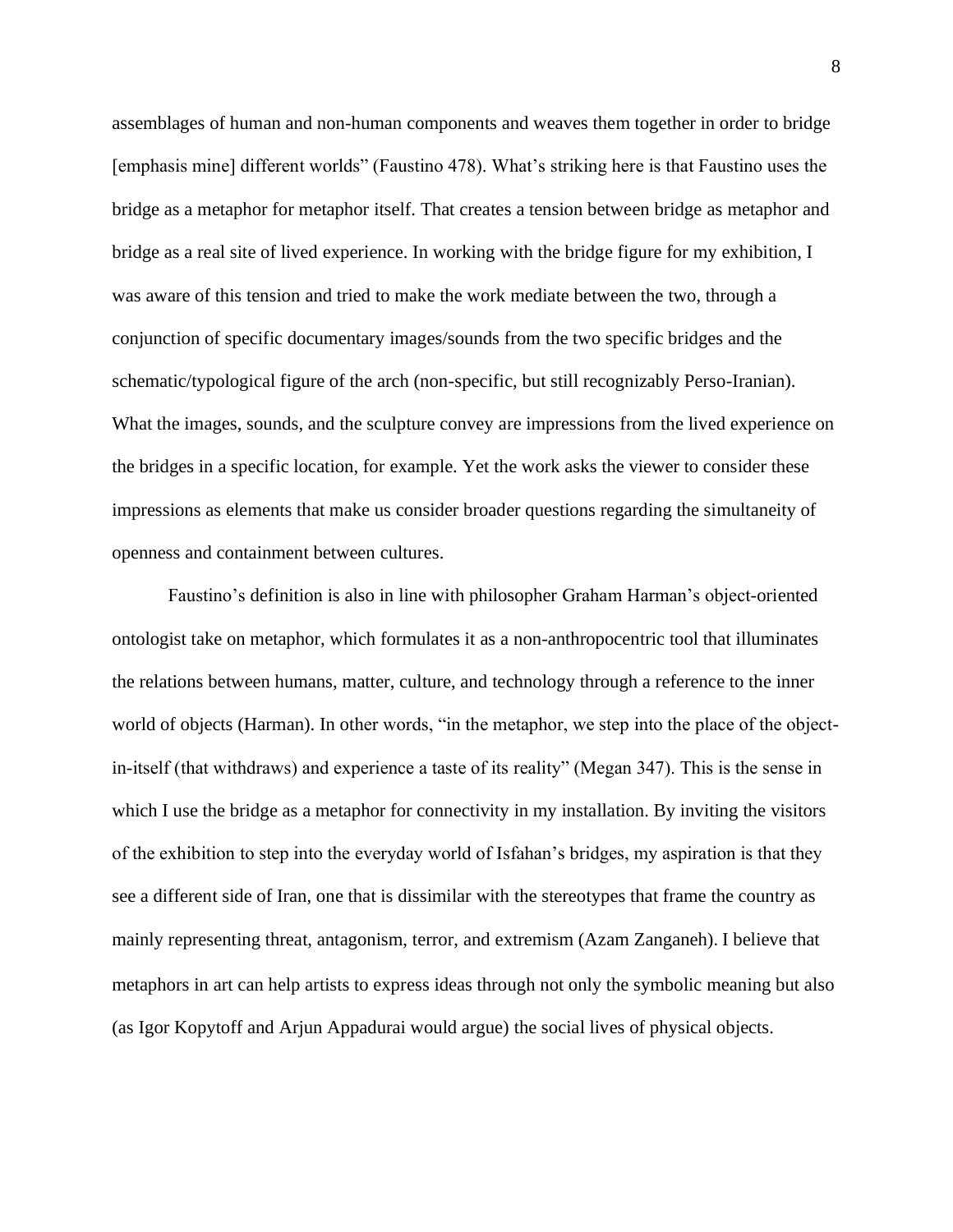assemblages of human and non-human components and weaves them together in order to bridge [emphasis mine] different worlds" (Faustino 478). What's striking here is that Faustino uses the bridge as a metaphor for metaphor itself. That creates a tension between bridge as metaphor and bridge as a real site of lived experience. In working with the bridge figure for my exhibition, I was aware of this tension and tried to make the work mediate between the two, through a conjunction of specific documentary images/sounds from the two specific bridges and the schematic/typological figure of the arch (non-specific, but still recognizably Perso-Iranian). What the images, sounds, and the sculpture convey are impressions from the lived experience on the bridges in a specific location, for example. Yet the work asks the viewer to consider these impressions as elements that make us consider broader questions regarding the simultaneity of openness and containment between cultures.

Faustino's definition is also in line with philosopher Graham Harman's object-oriented ontologist take on metaphor, which formulates it as a non-anthropocentric tool that illuminates the relations between humans, matter, culture, and technology through a reference to the inner world of objects (Harman). In other words, "in the metaphor, we step into the place of the object-in-itself (that withdraws) and experience a taste of its reality" (Megan 347). This is the sense in which I use the bridge as a metaphor for connectivity in my installation. By inviting the visitors of the exhibition to step into the everyday world of Isfahan's bridges, my aspiration is that they see a different side of Iran, one that is dissimilar with the stereotypes that frame the country as mainly representing threat, antagonism, terror, and extremism (Azam Zanganeh). I believe that metaphors in art can help artists to express ideas through not only the symbolic meaning but also (as Igor Kopytoff and Arjun Appadurai would argue) the social lives of physical objects.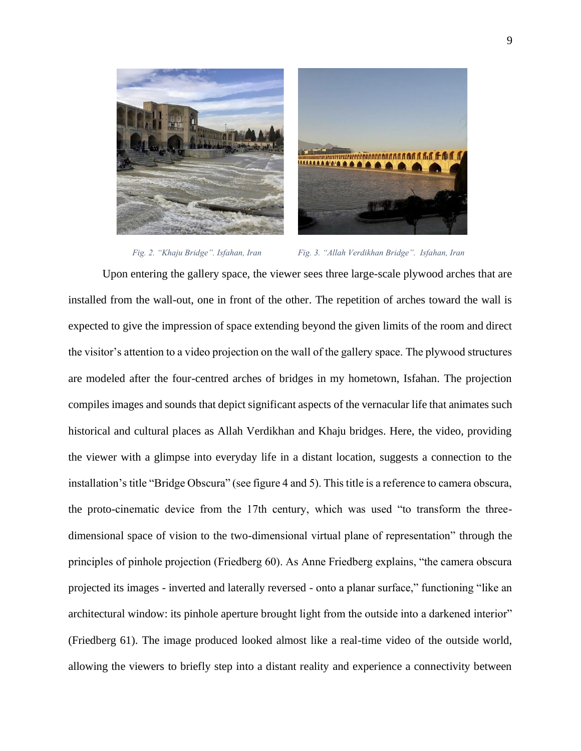*Fig. 2. "Khaju Bridge". Isfahan, Iran*

*Fig. 3. "Allah Verdikhan Bridge". Isfahan, Iran*

Upon entering the gallery space, the viewer sees three large-scale plywood arches that are installed from the wall-out, one in front of the other. The repetition of arches toward the wall is expected to give the impression of space extending beyond the given limits of the room and direct the visitor's attention to a video projection on the wall of the gallery space. The plywood structures are modeled after the four-centred arches of bridges in my hometown, Isfahan. The projection compiles images and sounds that depict significant aspects of the vernacular life that animates such historical and cultural places as Allah Verdikhan and Khaju bridges. Here, the video, providing the viewer with a glimpse into everyday life in a distant location, suggests a connection to the installation's title "Bridge Obscura" (see figure 4 and 5). This title is a reference to camera obscura, the proto-cinematic device from the 17th century, which was used "to transform the three-dimensional space of vision to the two-dimensional virtual plane of representation" through the principles of pinhole projection (Friedberg 60). As Anne Friedberg explains, "the camera obscura projected its images - inverted and laterally reversed - onto a planar surface," functioning "like an architectural window: its pinhole aperture brought light from the outside into a darkened interior" (Friedberg 61). The image produced looked almost like a real-time video of the outside world, allowing the viewers to briefly step into a distant reality and experience a connectivity between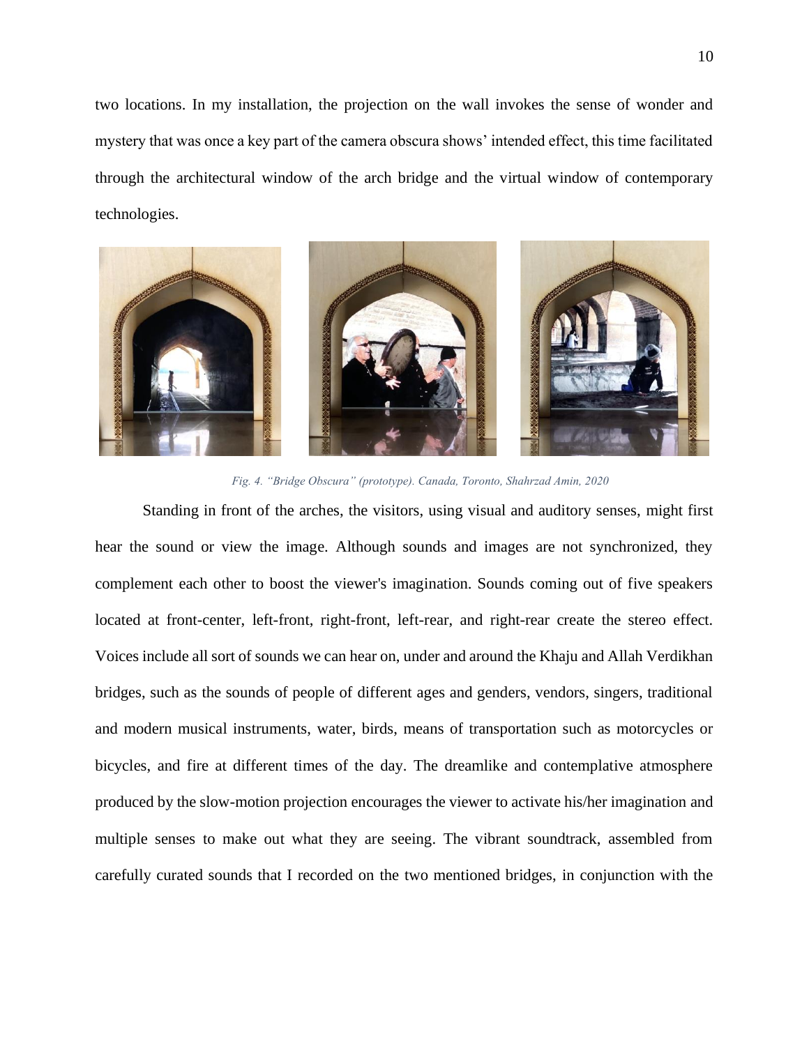two locations. In my installation, the projection on the wall invokes the sense of wonder and mystery that was once a key part of the camera obscura shows' intended effect, this time facilitated through the architectural window of the arch bridge and the virtual window of contemporary technologies.

*Fig. 4. "Bridge Obscura" (prototype). Canada, Toronto, Shahrzad Amin, 2020*

Standing in front of the arches, the visitors, using visual and auditory senses, might first hear the sound or view the image. Although sounds and images are not synchronized, they complement each other to boost the viewer's imagination. Sounds coming out of five speakers located at front-center, left-front, right-front, left-rear, and right-rear create the stereo effect. Voices include all sort of sounds we can hear on, under and around the Khaju and Allah Verdikhan bridges, such as the sounds of people of different ages and genders, vendors, singers, traditional and modern musical instruments, water, birds, means of transportation such as motorcycles or bicycles, and fire at different times of the day. The dreamlike and contemplative atmosphere produced by the slow-motion projection encourages the viewer to activate his/her imagination and multiple senses to make out what they are seeing. The vibrant soundtrack, assembled from carefully curated sounds that I recorded on the two mentioned bridges, in conjunction with the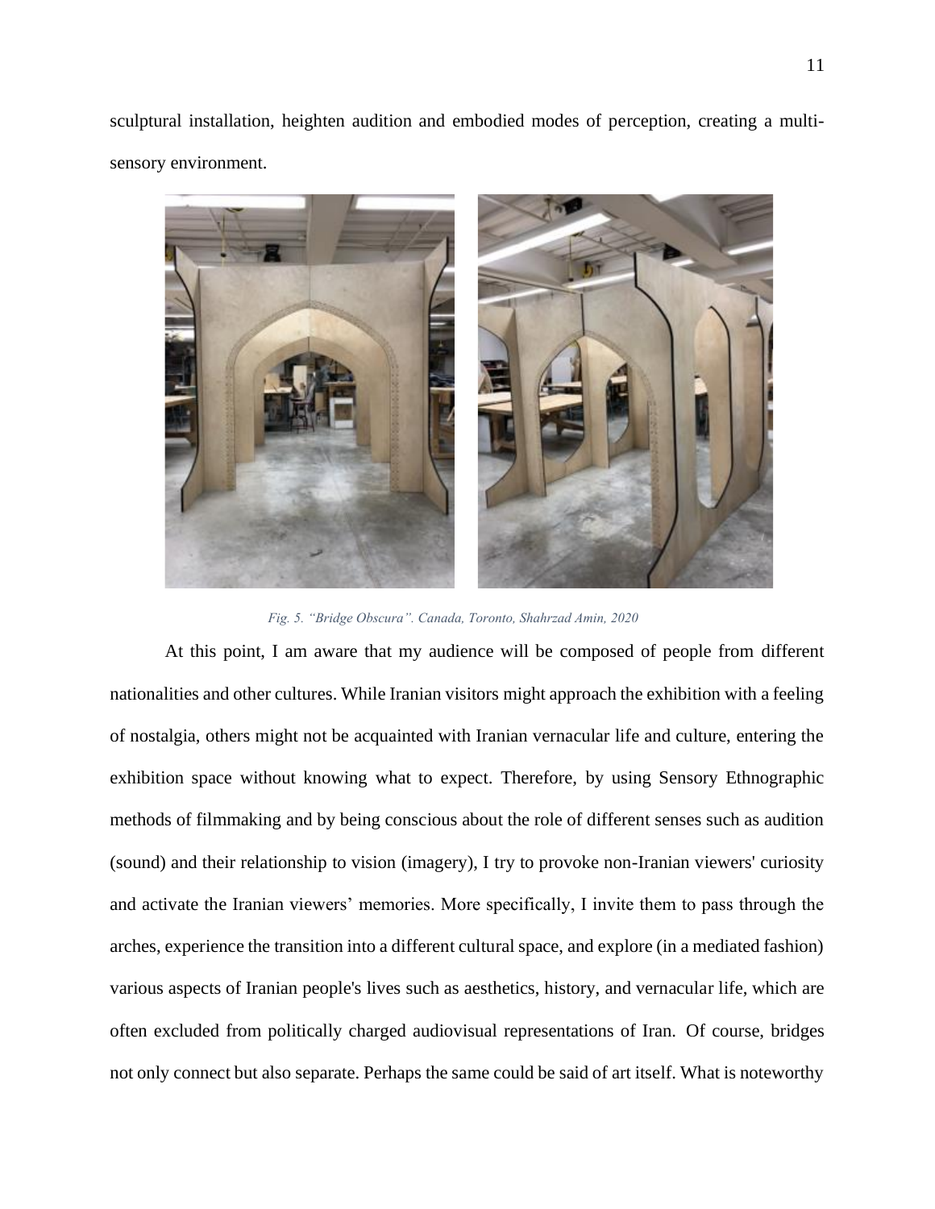sculptural installation, heighten audition and embodied modes of perception, creating a multi-sensory environment.

*Fig. 5. "Bridge Obscura". Canada, Toronto, Shahrzad Amin, 2020*

At this point, I am aware that my audience will be composed of people from different nationalities and other cultures. While Iranian visitors might approach the exhibition with a feeling of nostalgia, others might not be acquainted with Iranian vernacular life and culture, entering the exhibition space without knowing what to expect. Therefore, by using Sensory Ethnographic methods of filmmaking and by being conscious about the role of different senses such as audition (sound) and their relationship to vision (imagery), I try to provoke non-Iranian viewers' curiosity and activate the Iranian viewers' memories. More specifically, I invite them to pass through the arches, experience the transition into a different cultural space, and explore (in a mediated fashion) various aspects of Iranian people's lives such as aesthetics, history, and vernacular life, which are often excluded from politically charged audiovisual representations of Iran. Of course, bridges not only connect but also separate. Perhaps the same could be said of art itself. What is noteworthy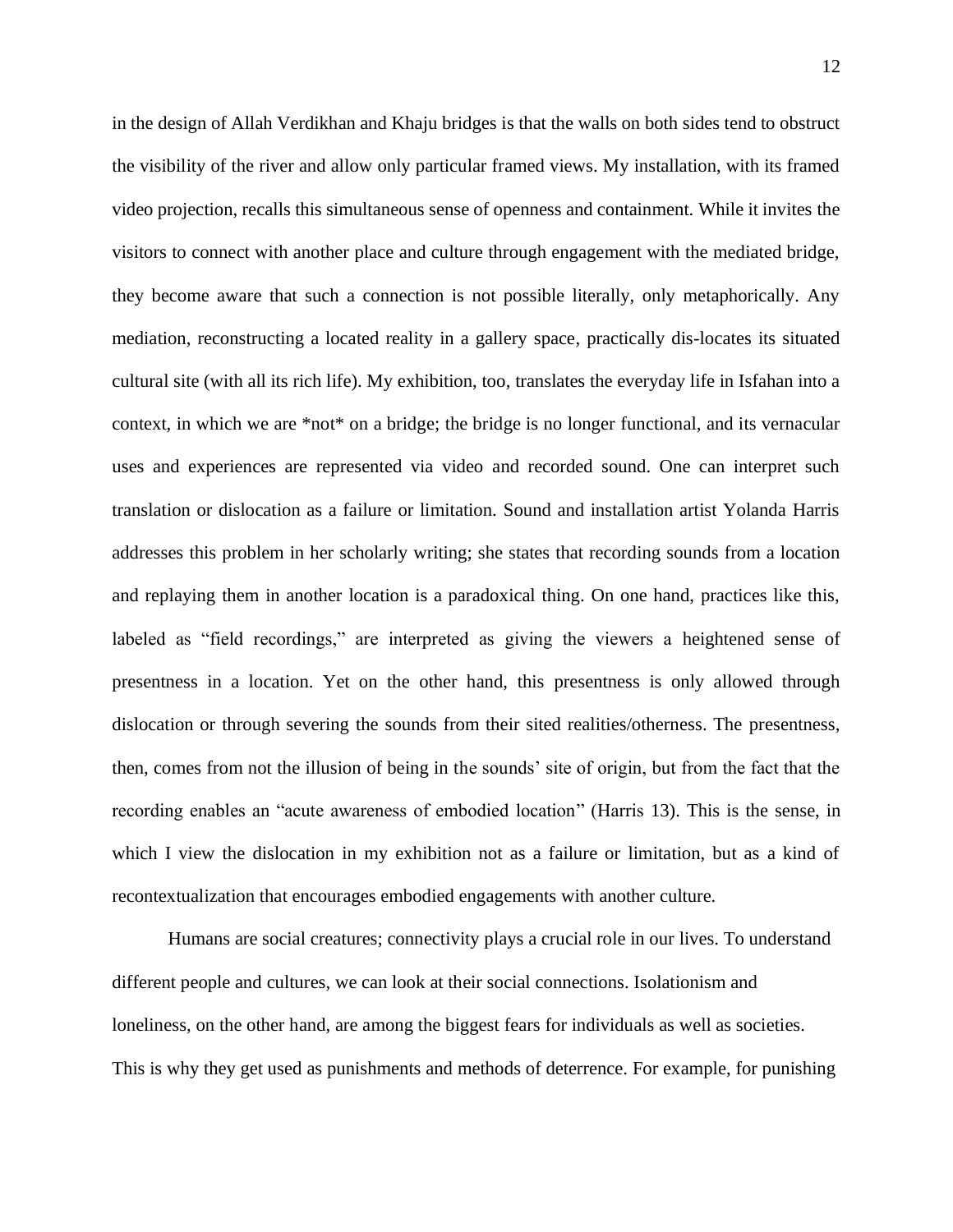in the design of Allah Verdikhan and Khaju bridges is that the walls on both sides tend to obstruct the visibility of the river and allow only particular framed views. My installation, with its framed video projection, recalls this simultaneous sense of openness and containment. While it invites the visitors to connect with another place and culture through engagement with the mediated bridge, they become aware that such a connection is not possible literally, only metaphorically. Any mediation, reconstructing a located reality in a gallery space, practically dis-locates its situated cultural site (with all its rich life). My exhibition, too, translates the everyday life in Isfahan into a context, in which we are *not* on a bridge; the bridge is no longer functional, and its vernacular uses and experiences are represented via video and recorded sound. One can interpret such translation or dislocation as a failure or limitation. Sound and installation artist Yolanda Harris addresses this problem in her scholarly writing; she states that recording sounds from a location and replaying them in another location is a paradoxical thing. On one hand, practices like this, labeled as "field recordings," are interpreted as giving the viewers a heightened sense of presentness in a location. Yet on the other hand, this presentness is only allowed through dislocation or through severing the sounds from their sited realities/otherness. The presentness, then, comes from not the illusion of being in the sounds' site of origin, but from the fact that the recording enables an "acute awareness of embodied location" (Harris 13). This is the sense, in which I view the dislocation in my exhibition not as a failure or limitation, but as a kind of recontextualization that encourages embodied engagements with another culture.

Humans are social creatures; connectivity plays a crucial role in our lives. To understand different people and cultures, we can look at their social connections. Isolationism and loneliness, on the other hand, are among the biggest fears for individuals as well as societies. This is why they get used as punishments and methods of deterrence. For example, for punishing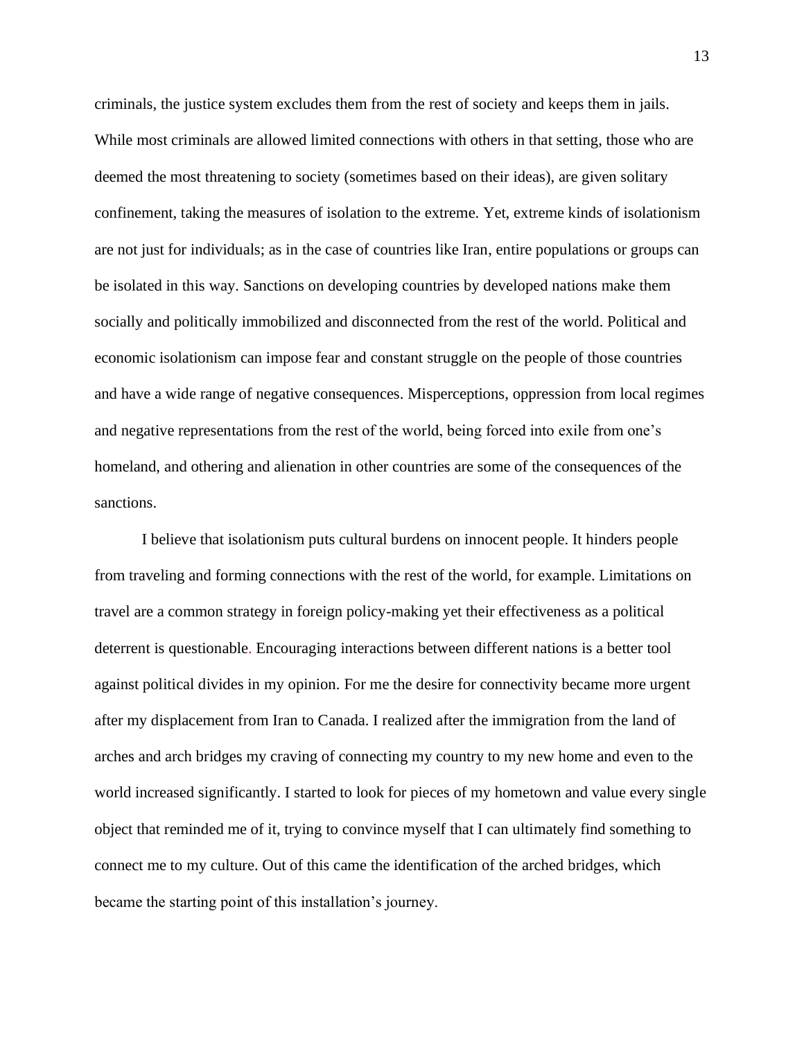criminals, the justice system excludes them from the rest of society and keeps them in jails. While most criminals are allowed limited connections with others in that setting, those who are deemed the most threatening to society (sometimes based on their ideas), are given solitary confinement, taking the measures of isolation to the extreme. Yet, extreme kinds of isolationism are not just for individuals; as in the case of countries like Iran, entire populations or groups can be isolated in this way. Sanctions on developing countries by developed nations make them socially and politically immobilized and disconnected from the rest of the world. Political and economic isolationism can impose fear and constant struggle on the people of those countries and have a wide range of negative consequences. Misperceptions, oppression from local regimes and negative representations from the rest of the world, being forced into exile from one's homeland, and othering and alienation in other countries are some of the consequences of the sanctions.

I believe that isolationism puts cultural burdens on innocent people. It hinders people from traveling and forming connections with the rest of the world, for example. Limitations on travel are a common strategy in foreign policy-making yet their effectiveness as a political deterrent is questionable. Encouraging interactions between different nations is a better tool against political divides in my opinion. For me the desire for connectivity became more urgent after my displacement from Iran to Canada. I realized after the immigration from the land of arches and arch bridges my craving of connecting my country to my new home and even to the world increased significantly. I started to look for pieces of my hometown and value every single object that reminded me of it, trying to convince myself that I can ultimately find something to connect me to my culture. Out of this came the identification of the arched bridges, which became the starting point of this installation's journey.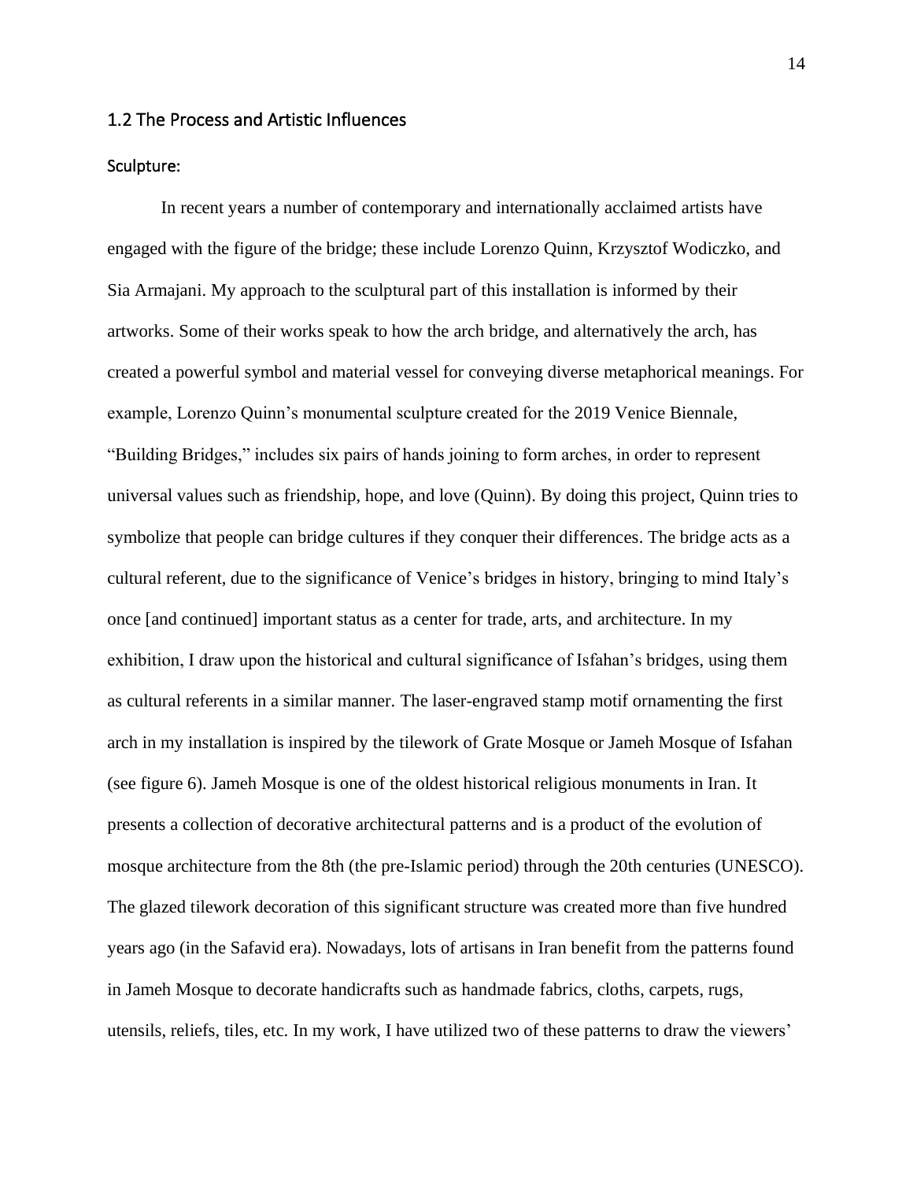## 1.2 The Process and Artistic Influences

### Sculpture:

In recent years a number of contemporary and internationally acclaimed artists have engaged with the figure of the bridge; these include Lorenzo Quinn, Krzysztof Wodiczko, and Sia Armajani. My approach to the sculptural part of this installation is informed by their artworks. Some of their works speak to how the arch bridge, and alternatively the arch, has created a powerful symbol and material vessel for conveying diverse metaphorical meanings. For example, Lorenzo Quinn's monumental sculpture created for the 2019 Venice Biennale, "Building Bridges," includes six pairs of hands joining to form arches, in order to represent universal values such as friendship, hope, and love (Quinn). By doing this project, Quinn tries to symbolize that people can bridge cultures if they conquer their differences. The bridge acts as a cultural referent, due to the significance of Venice's bridges in history, bringing to mind Italy's once [and continued] important status as a center for trade, arts, and architecture. In my exhibition, I draw upon the historical and cultural significance of Isfahan's bridges, using them as cultural referents in a similar manner. The laser-engraved stamp motif ornamenting the first arch in my installation is inspired by the tilework of Grate Mosque or Jameh Mosque of Isfahan (see figure 6). Jameh Mosque is one of the oldest historical religious monuments in Iran. It presents a collection of decorative architectural patterns and is a product of the evolution of mosque architecture from the 8th (the pre-Islamic period) through the 20th centuries (UNESCO). The glazed tilework decoration of this significant structure was created more than five hundred years ago (in the Safavid era). Nowadays, lots of artisans in Iran benefit from the patterns found in Jameh Mosque to decorate handicrafts such as handmade fabrics, cloths, carpets, rugs, utensils, reliefs, tiles, etc. In my work, I have utilized two of these patterns to draw the viewers'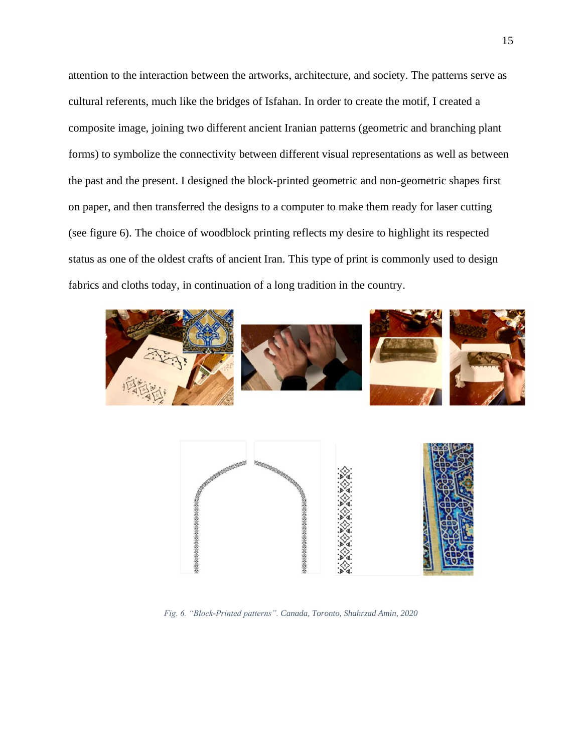attention to the interaction between the artworks, architecture, and society. The patterns serve as cultural referents, much like the bridges of Isfahan. In order to create the motif, I created a composite image, joining two different ancient Iranian patterns (geometric and branching plant forms) to symbolize the connectivity between different visual representations as well as between the past and the present. I designed the block-printed geometric and non-geometric shapes first on paper, and then transferred the designs to a computer to make them ready for laser cutting (see figure 6). The choice of woodblock printing reflects my desire to highlight its respected status as one of the oldest crafts of ancient Iran. This type of print is commonly used to design fabrics and cloths today, in continuation of a long tradition in the country.

*Fig. 6. "Block-Printed patterns". Canada, Toronto, Shahrzad Amin, 2020*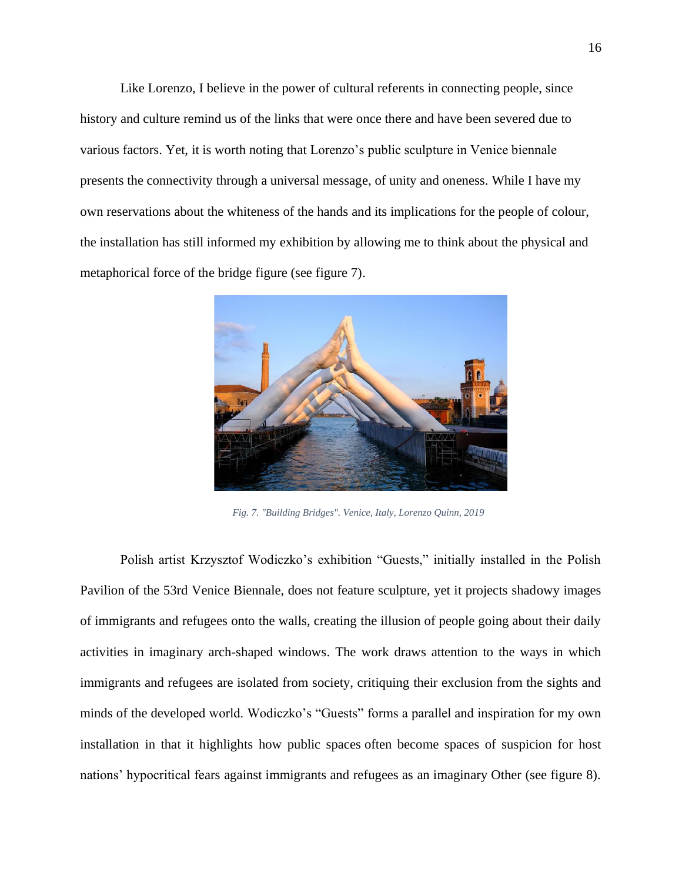Like Lorenzo, I believe in the power of cultural referents in connecting people, since history and culture remind us of the links that were once there and have been severed due to various factors. Yet, it is worth noting that Lorenzo's public sculpture in Venice biennale presents the connectivity through a universal message, of unity and oneness. While I have my own reservations about the whiteness of the hands and its implications for the people of colour, the installation has still informed my exhibition by allowing me to think about the physical and metaphorical force of the bridge figure (see figure 7).

*Fig. 7. "Building Bridges". Venice, Italy, Lorenzo Quinn, 2019*

Polish artist Krzysztof Wodiczko's exhibition "Guests," initially installed in the Polish Pavilion of the 53rd Venice Biennale, does not feature sculpture, yet it projects shadowy images of immigrants and refugees onto the walls, creating the illusion of people going about their daily activities in imaginary arch-shaped windows. The work draws attention to the ways in which immigrants and refugees are isolated from society, critiquing their exclusion from the sights and minds of the developed world. Wodiczko's "Guests" forms a parallel and inspiration for my own installation in that it highlights how public spaces often become spaces of suspicion for host nations' hypocritical fears against immigrants and refugees as an imaginary Other (see figure 8).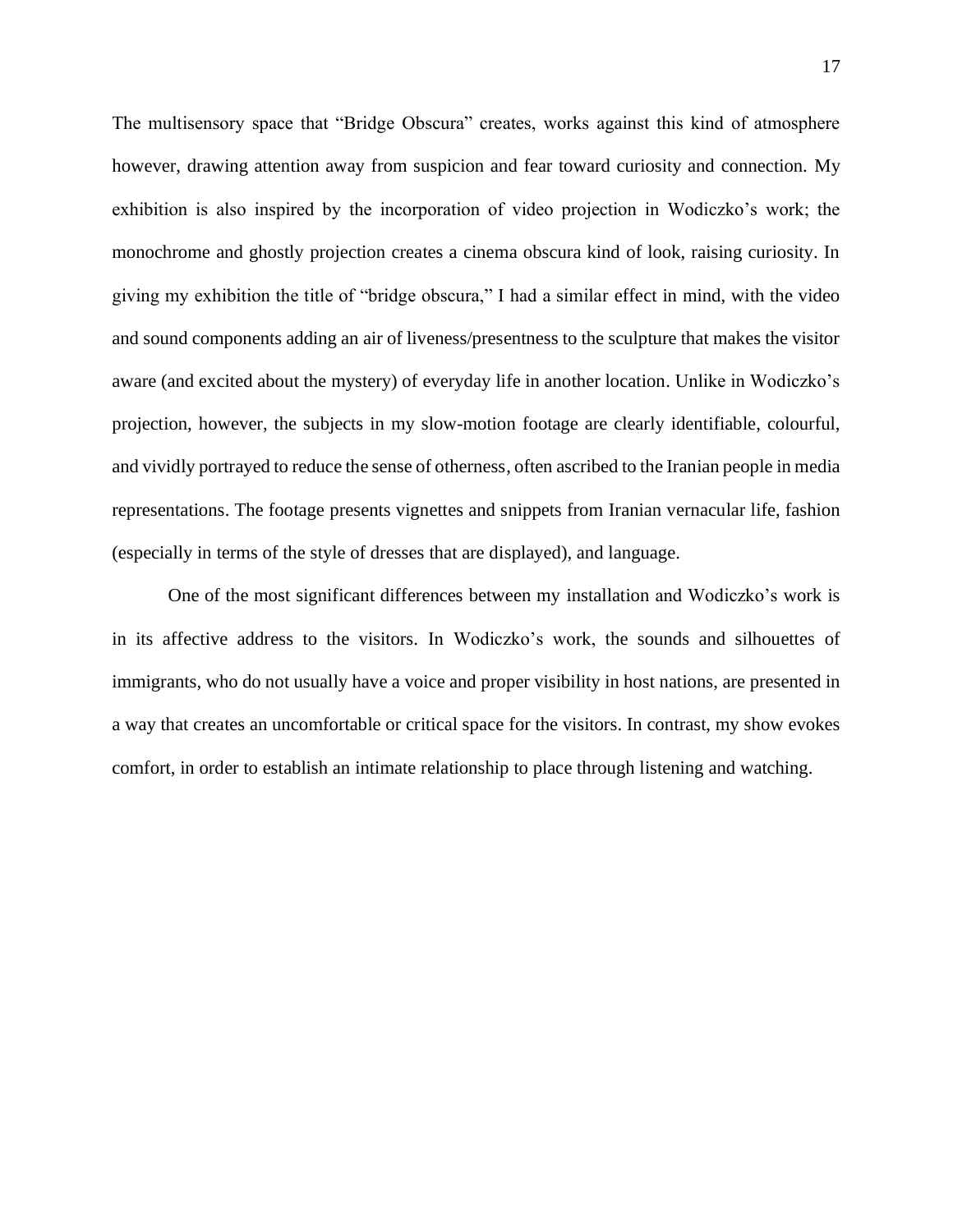The multisensory space that "Bridge Obscura" creates, works against this kind of atmosphere however, drawing attention away from suspicion and fear toward curiosity and connection. My exhibition is also inspired by the incorporation of video projection in Wodiczko's work; the monochrome and ghostly projection creates a cinema obscura kind of look, raising curiosity. In giving my exhibition the title of "bridge obscura," I had a similar effect in mind, with the video and sound components adding an air of liveness/presentness to the sculpture that makes the visitor aware (and excited about the mystery) of everyday life in another location. Unlike in Wodiczko's projection, however, the subjects in my slow-motion footage are clearly identifiable, colourful, and vividly portrayed to reduce the sense of otherness, often ascribed to the Iranian people in media representations. The footage presents vignettes and snippets from Iranian vernacular life, fashion (especially in terms of the style of dresses that are displayed), and language.

One of the most significant differences between my installation and Wodiczko's work is in its affective address to the visitors. In Wodiczko's work, the sounds and silhouettes of immigrants, who do not usually have a voice and proper visibility in host nations, are presented in a way that creates an uncomfortable or critical space for the visitors. In contrast, my show evokes comfort, in order to establish an intimate relationship to place through listening and watching.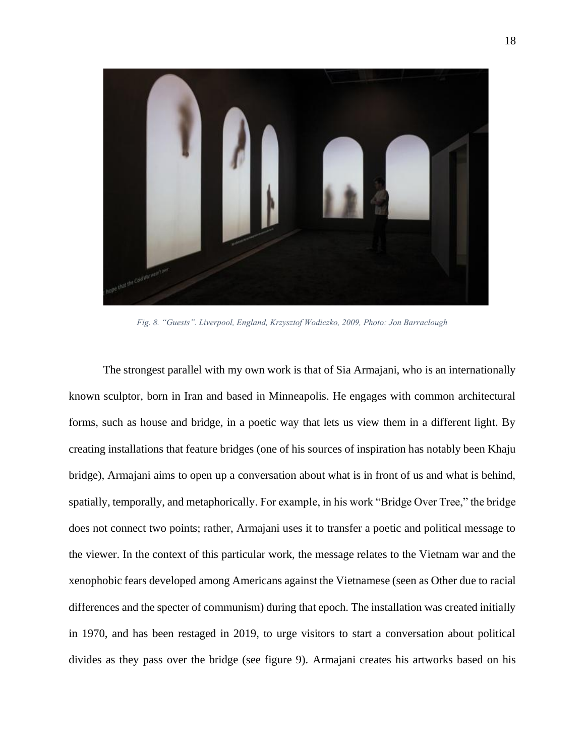*Fig. 8. "Guests". Liverpool, England, Krzysztof Wodiczko, 2009, Photo: Jon Barraclough*

The strongest parallel with my own work is that of Sia Armajani, who is an internationally known sculptor, born in Iran and based in Minneapolis. He engages with common architectural forms, such as house and bridge, in a poetic way that lets us view them in a different light. By creating installations that feature bridges (one of his sources of inspiration has notably been Khaju bridge), Armajani aims to open up a conversation about what is in front of us and what is behind, spatially, temporally, and metaphorically. For example, in his work "Bridge Over Tree," the bridge does not connect two points; rather, Armajani uses it to transfer a poetic and political message to the viewer. In the context of this particular work, the message relates to the Vietnam war and the xenophobic fears developed among Americans against the Vietnamese (seen as Other due to racial differences and the specter of communism) during that epoch. The installation was created initially in 1970, and has been restaged in 2019, to urge visitors to start a conversation about political divides as they pass over the bridge (see figure 9). Armajani creates his artworks based on his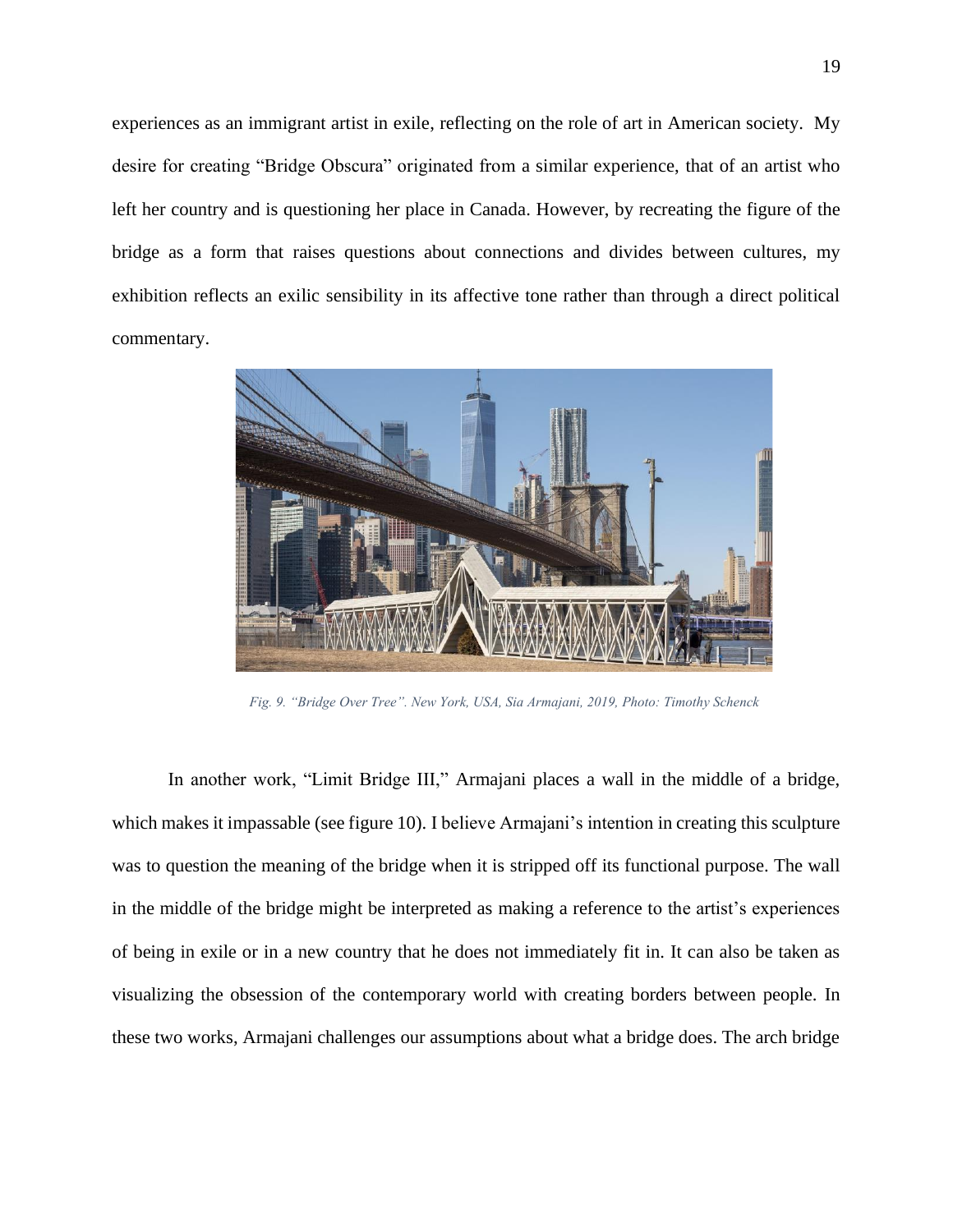experiences as an immigrant artist in exile, reflecting on the role of art in American society. My desire for creating "Bridge Obscura" originated from a similar experience, that of an artist who left her country and is questioning her place in Canada. However, by recreating the figure of the bridge as a form that raises questions about connections and divides between cultures, my exhibition reflects an exilic sensibility in its affective tone rather than through a direct political commentary.

*Fig. 9. "Bridge Over Tree". New York, USA, Sia Armajani, 2019, Photo: Timothy Schenck*

In another work, "Limit Bridge III," Armajani places a wall in the middle of a bridge, which makes it impassable (see figure 10). I believe Armajani's intention in creating this sculpture was to question the meaning of the bridge when it is stripped off its functional purpose. The wall in the middle of the bridge might be interpreted as making a reference to the artist's experiences of being in exile or in a new country that he does not immediately fit in. It can also be taken as visualizing the obsession of the contemporary world with creating borders between people. In these two works, Armajani challenges our assumptions about what a bridge does. The arch bridge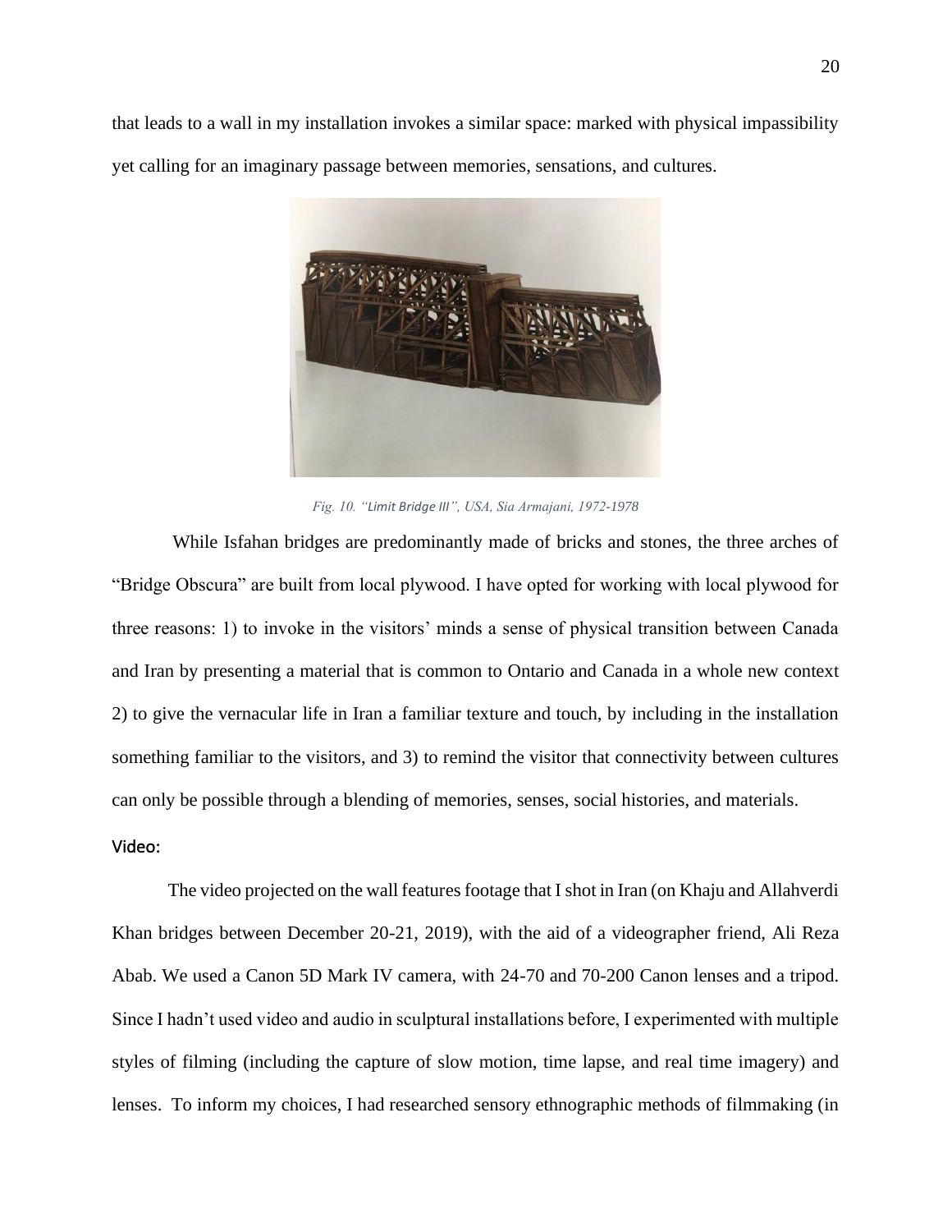that leads to a wall in my installation invokes a similar space: marked with physical impassibility yet calling for an imaginary passage between memories, sensations, and cultures.

*Fig. 10. "Limit Bridge III", USA, Sia Armajani, 1972-1978*

While Isfahan bridges are predominantly made of bricks and stones, the three arches of "Bridge Obscura" are built from local plywood. I have opted for working with local plywood for three reasons: 1) to invoke in the visitors' minds a sense of physical transition between Canada and Iran by presenting a material that is common to Ontario and Canada in a whole new context 2) to give the vernacular life in Iran a familiar texture and touch, by including in the installation something familiar to the visitors, and 3) to remind the visitor that connectivity between cultures can only be possible through a blending of memories, senses, social histories, and materials.

### Video:

The video projected on the wall features footage that I shot in Iran (on Khaju and Allahverdi Khan bridges between December 20-21, 2019), with the aid of a videographer friend, Ali Reza Abab. We used a Canon 5D Mark IV camera, with 24-70 and 70-200 Canon lenses and a tripod. Since I hadn't used video and audio in sculptural installations before, I experimented with multiple styles of filming (including the capture of slow motion, time lapse, and real time imagery) and lenses. To inform my choices, I had researched sensory ethnographic methods of filmmaking (in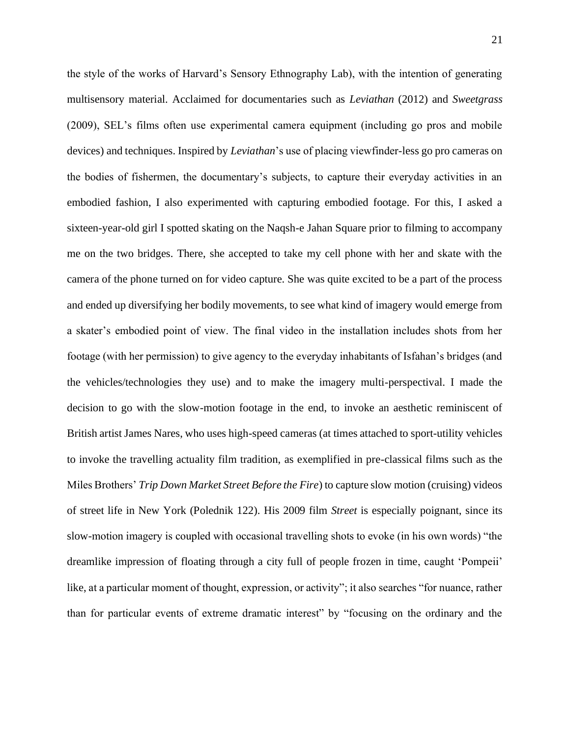the style of the works of Harvard's Sensory Ethnography Lab), with the intention of generating multisensory material. Acclaimed for documentaries such as *Leviathan* (2012) and *Sweetgrass* (2009), SEL's films often use experimental camera equipment (including go pros and mobile devices) and techniques. Inspired by *Leviathan*'s use of placing viewfinder-less go pro cameras on the bodies of fishermen, the documentary's subjects, to capture their everyday activities in an embodied fashion, I also experimented with capturing embodied footage. For this, I asked a sixteen-year-old girl I spotted skating on the Naqsh-e Jahan Square prior to filming to accompany me on the two bridges. There, she accepted to take my cell phone with her and skate with the camera of the phone turned on for video capture. She was quite excited to be a part of the process and ended up diversifying her bodily movements, to see what kind of imagery would emerge from a skater's embodied point of view. The final video in the installation includes shots from her footage (with her permission) to give agency to the everyday inhabitants of Isfahan's bridges (and the vehicles/technologies they use) and to make the imagery multi-perspectival. I made the decision to go with the slow-motion footage in the end, to invoke an aesthetic reminiscent of British artist James Nares, who uses high-speed cameras (at times attached to sport-utility vehicles to invoke the travelling actuality film tradition, as exemplified in pre-classical films such as the Miles Brothers' *Trip Down Market Street Before the Fire*) to capture slow motion (cruising) videos of street life in New York (Polednik 122). His 2009 film *Street* is especially poignant, since its slow-motion imagery is coupled with occasional travelling shots to evoke (in his own words) "the dreamlike impression of floating through a city full of people frozen in time, caught 'Pompeii' like, at a particular moment of thought, expression, or activity"; it also searches "for nuance, rather than for particular events of extreme dramatic interest" by "focusing on the ordinary and the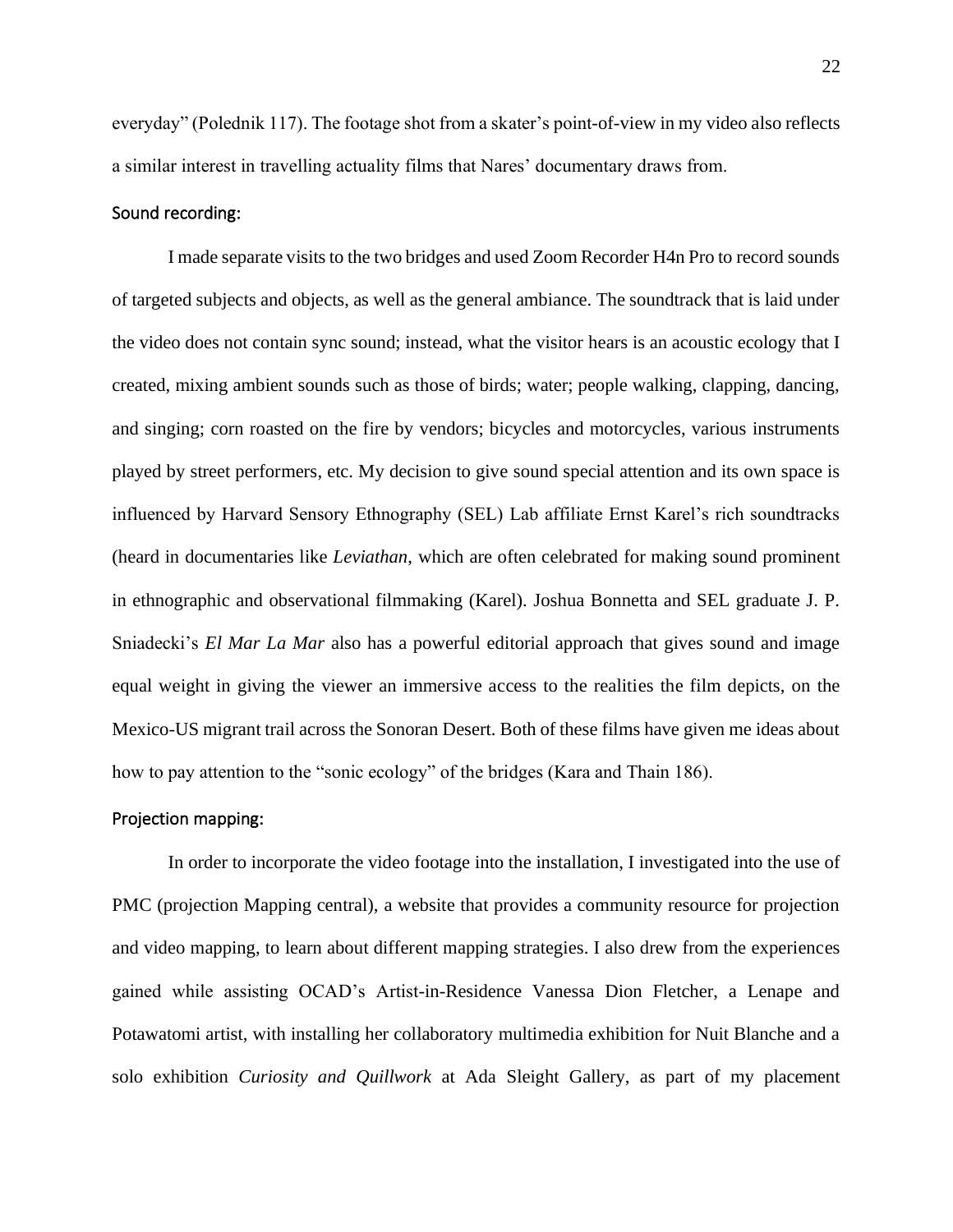everyday" (Polednik 117). The footage shot from a skater's point-of-view in my video also reflects a similar interest in travelling actuality films that Nares' documentary draws from.

### Sound recording:

I made separate visits to the two bridges and used Zoom Recorder H4n Pro to record sounds of targeted subjects and objects, as well as the general ambiance. The soundtrack that is laid under the video does not contain sync sound; instead, what the visitor hears is an acoustic ecology that I created, mixing ambient sounds such as those of birds; water; people walking, clapping, dancing, and singing; corn roasted on the fire by vendors; bicycles and motorcycles, various instruments played by street performers, etc. My decision to give sound special attention and its own space is influenced by Harvard Sensory Ethnography (SEL) Lab affiliate Ernst Karel's rich soundtracks (heard in documentaries like *Leviathan*, which are often celebrated for making sound prominent in ethnographic and observational filmmaking (Karel). Joshua Bonnetta and SEL graduate J. P. Sniadecki's *El Mar La Mar* also has a powerful editorial approach that gives sound and image equal weight in giving the viewer an immersive access to the realities the film depicts, on the Mexico-US migrant trail across the Sonoran Desert. Both of these films have given me ideas about how to pay attention to the "sonic ecology" of the bridges (Kara and Thain 186).

### Projection mapping:

In order to incorporate the video footage into the installation, I investigated into the use of PMC (projection Mapping central), a website that provides a community resource for projection and video mapping, to learn about different mapping strategies. I also drew from the experiences gained while assisting OCAD's Artist-in-Residence Vanessa Dion Fletcher, a Lenape and Potawatomi artist, with installing her collaboratory multimedia exhibition for Nuit Blanche and a solo exhibition *Curiosity and Quillwork* at Ada Sleight Gallery, as part of my placement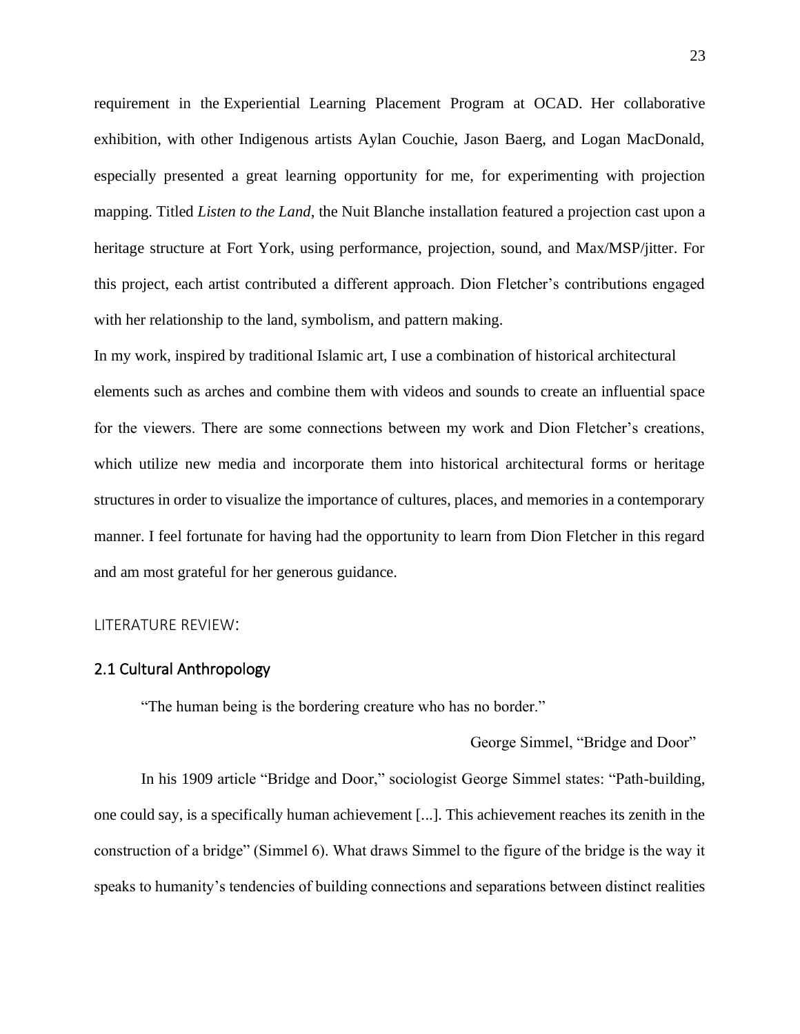requirement in the Experiential Learning Placement Program at OCAD. Her collaborative exhibition, with other Indigenous artists Aylan Couchie, Jason Baerg, and Logan MacDonald, especially presented a great learning opportunity for me, for experimenting with projection mapping. Titled *Listen to the Land*, the Nuit Blanche installation featured a projection cast upon a heritage structure at Fort York, using performance, projection, sound, and Max/MSP/jitter. For this project, each artist contributed a different approach. Dion Fletcher's contributions engaged with her relationship to the land, symbolism, and pattern making.

In my work, inspired by traditional Islamic art, I use a combination of historical architectural elements such as arches and combine them with videos and sounds to create an influential space for the viewers. There are some connections between my work and Dion Fletcher's creations, which utilize new media and incorporate them into historical architectural forms or heritage structures in order to visualize the importance of cultures, places, and memories in a contemporary manner. I feel fortunate for having had the opportunity to learn from Dion Fletcher in this regard and am most grateful for her generous guidance.

# LITERATURE REVIEW:

## 2.1 Cultural Anthropology

"The human being is the bordering creature who has no border."

George Simmel, "Bridge and Door"

In his 1909 article "Bridge and Door," sociologist George Simmel states: "Path-building, one could say, is a specifically human achievement [...]. This achievement reaches its zenith in the construction of a bridge" (Simmel 6). What draws Simmel to the figure of the bridge is the way it speaks to humanity's tendencies of building connections and separations between distinct realities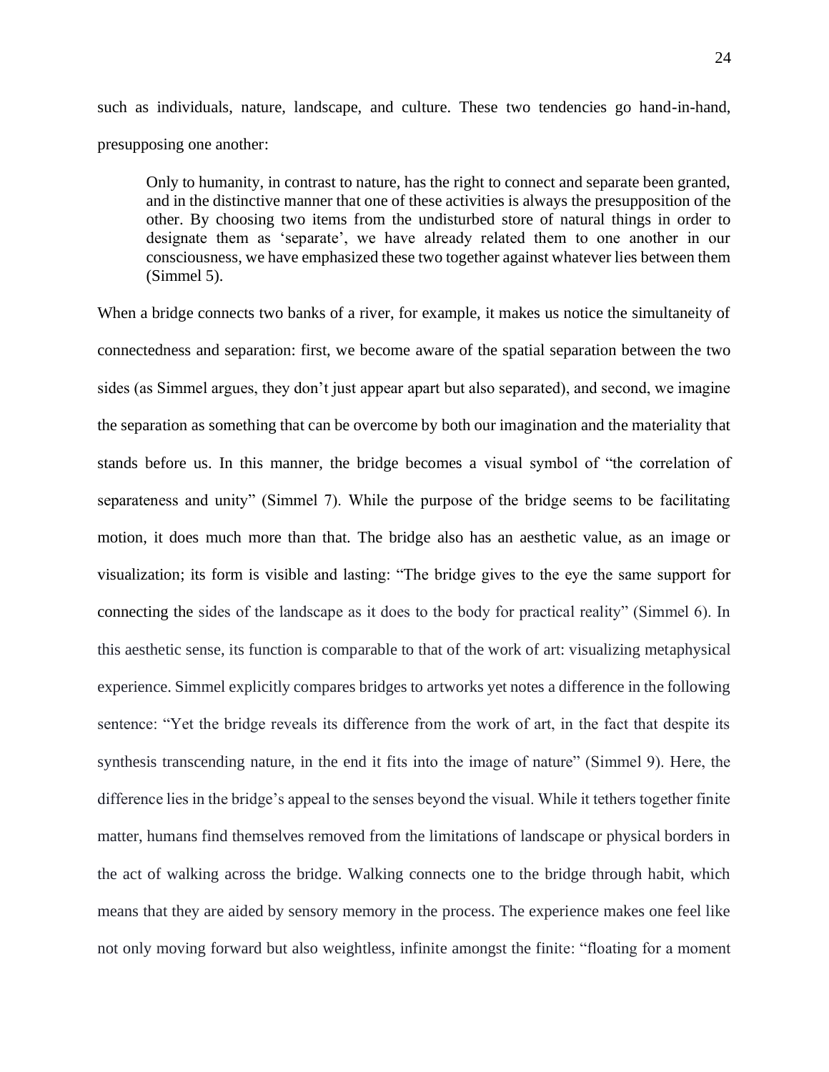such as individuals, nature, landscape, and culture. These two tendencies go hand-in-hand, presupposing one another:

> Only to humanity, in contrast to nature, has the right to connect and separate been granted, and in the distinctive manner that one of these activities is always the presupposition of the other. By choosing two items from the undisturbed store of natural things in order to designate them as 'separate', we have already related them to one another in our consciousness, we have emphasized these two together against whatever lies between them (Simmel 5).

When a bridge connects two banks of a river, for example, it makes us notice the simultaneity of connectedness and separation: first, we become aware of the spatial separation between the two sides (as Simmel argues, they don't just appear apart but also separated), and second, we imagine the separation as something that can be overcome by both our imagination and the materiality that stands before us. In this manner, the bridge becomes a visual symbol of "the correlation of separateness and unity" (Simmel 7). While the purpose of the bridge seems to be facilitating motion, it does much more than that. The bridge also has an aesthetic value, as an image or visualization; its form is visible and lasting: "The bridge gives to the eye the same support for connecting the sides of the landscape as it does to the body for practical reality" (Simmel 6). In this aesthetic sense, its function is comparable to that of the work of art: visualizing metaphysical experience. Simmel explicitly compares bridges to artworks yet notes a difference in the following sentence: "Yet the bridge reveals its difference from the work of art, in the fact that despite its synthesis transcending nature, in the end it fits into the image of nature" (Simmel 9). Here, the difference lies in the bridge's appeal to the senses beyond the visual. While it tethers together finite matter, humans find themselves removed from the limitations of landscape or physical borders in the act of walking across the bridge. Walking connects one to the bridge through habit, which means that they are aided by sensory memory in the process. The experience makes one feel like not only moving forward but also weightless, infinite amongst the finite: "floating for a moment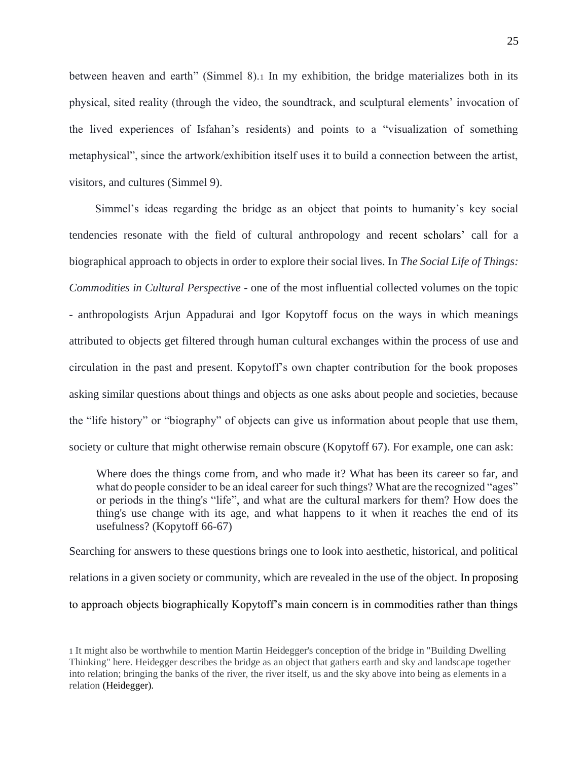between heaven and earth" (Simmel 8).[1] In my exhibition, the bridge materializes both in its physical, sited reality (through the video, the soundtrack, and sculptural elements' invocation of the lived experiences of Isfahan's residents) and points to a "visualization of something metaphysical", since the artwork/exhibition itself uses it to build a connection between the artist, visitors, and cultures (Simmel 9).

Simmel's ideas regarding the bridge as an object that points to humanity's key social tendencies resonate with the field of cultural anthropology and recent scholars' call for a biographical approach to objects in order to explore their social lives. In *The Social Life of Things: Commodities in Cultural Perspective* - one of the most influential collected volumes on the topic - anthropologists Arjun Appadurai and Igor Kopytoff focus on the ways in which meanings attributed to objects get filtered through human cultural exchanges within the process of use and circulation in the past and present. Kopytoff's own chapter contribution for the book proposes asking similar questions about things and objects as one asks about people and societies, because the "life history" or "biography" of objects can give us information about people that use them, society or culture that might otherwise remain obscure (Kopytoff 67). For example, one can ask:

> Where does the things come from, and who made it? What has been its career so far, and what do people consider to be an ideal career for such things? What are the recognized "ages" or periods in the thing's "life", and what are the cultural markers for them? How does the thing's use change with its age, and what happens to it when it reaches the end of its usefulness? (Kopytoff 66-67)

Searching for answers to these questions brings one to look into aesthetic, historical, and political relations in a given society or community, which are revealed in the use of the object. In proposing to approach objects biographically Kopytoff's main concern is in commodities rather than things

[1] It might also be worthwhile to mention Martin Heidegger's conception of the bridge in "Building Dwelling Thinking" here. Heidegger describes the bridge as an object that gathers earth and sky and landscape together into relation; bringing the banks of the river, the river itself, us and the sky above into being as elements in a relation (Heidegger).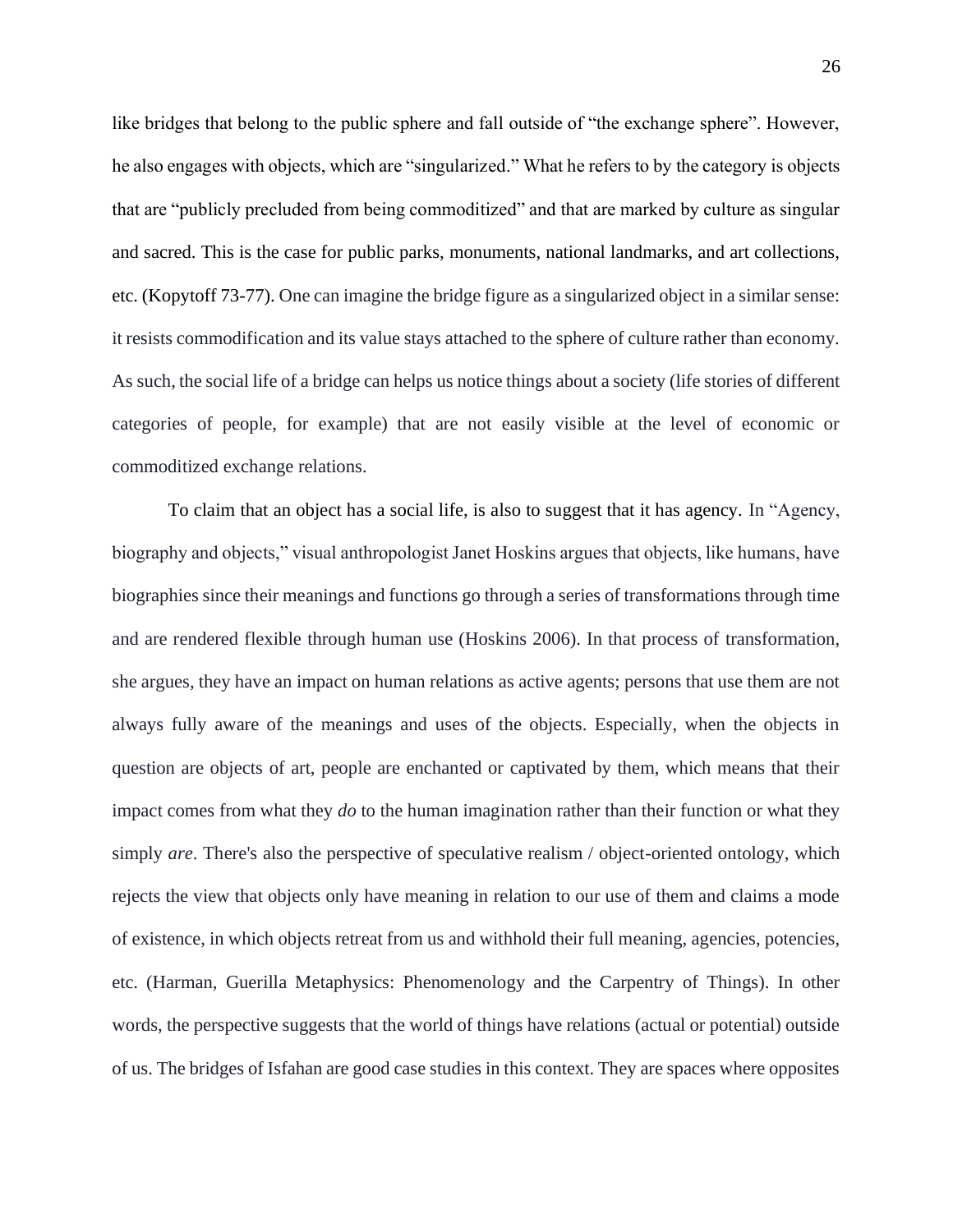like bridges that belong to the public sphere and fall outside of "the exchange sphere". However, he also engages with objects, which are "singularized." What he refers to by the category is objects that are "publicly precluded from being commoditized" and that are marked by culture as singular and sacred. This is the case for public parks, monuments, national landmarks, and art collections, etc. (Kopytoff 73-77). One can imagine the bridge figure as a singularized object in a similar sense: it resists commodification and its value stays attached to the sphere of culture rather than economy. As such, the social life of a bridge can helps us notice things about a society (life stories of different categories of people, for example) that are not easily visible at the level of economic or commoditized exchange relations.

To claim that an object has a social life, is also to suggest that it has agency. In "Agency, biography and objects," visual anthropologist Janet Hoskins argues that objects, like humans, have biographies since their meanings and functions go through a series of transformations through time and are rendered flexible through human use (Hoskins 2006). In that process of transformation, she argues, they have an impact on human relations as active agents; persons that use them are not always fully aware of the meanings and uses of the objects. Especially, when the objects in question are objects of art, people are enchanted or captivated by them, which means that their impact comes from what they *do* to the human imagination rather than their function or what they simply *are*. There's also the perspective of speculative realism / object-oriented ontology, which rejects the view that objects only have meaning in relation to our use of them and claims a mode of existence, in which objects retreat from us and withhold their full meaning, agencies, potencies, etc. (Harman, Guerilla Metaphysics: Phenomenology and the Carpentry of Things). In other words, the perspective suggests that the world of things have relations (actual or potential) outside of us. The bridges of Isfahan are good case studies in this context. They are spaces where opposites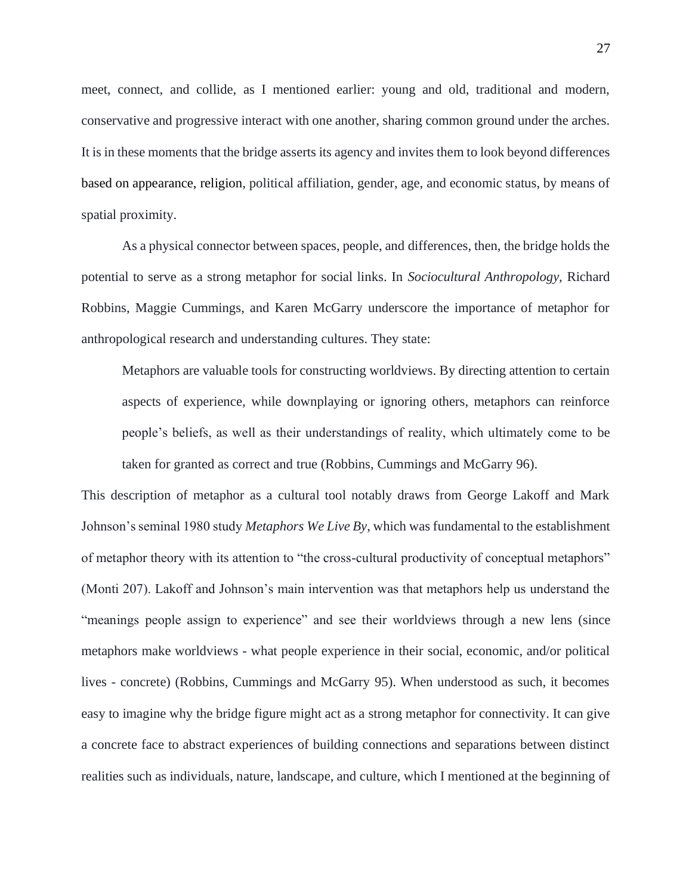meet, connect, and collide, as I mentioned earlier: young and old, traditional and modern, conservative and progressive interact with one another, sharing common ground under the arches. It is in these moments that the bridge asserts its agency and invites them to look beyond differences based on appearance, religion, political affiliation, gender, age, and economic status, by means of spatial proximity.

As a physical connector between spaces, people, and differences, then, the bridge holds the potential to serve as a strong metaphor for social links. In *Sociocultural Anthropology,* Richard Robbins, Maggie Cummings, and Karen McGarry underscore the importance of metaphor for anthropological research and understanding cultures. They state:

> Metaphors are valuable tools for constructing worldviews. By directing attention to certain aspects of experience, while downplaying or ignoring others, metaphors can reinforce people's beliefs, as well as their understandings of reality, which ultimately come to be taken for granted as correct and true (Robbins, Cummings and McGarry 96).

This description of metaphor as a cultural tool notably draws from George Lakoff and Mark Johnson's seminal 1980 study *Metaphors We Live By*, which was fundamental to the establishment of metaphor theory with its attention to "the cross-cultural productivity of conceptual metaphors" (Monti 207). Lakoff and Johnson's main intervention was that metaphors help us understand the "meanings people assign to experience" and see their worldviews through a new lens (since metaphors make worldviews - what people experience in their social, economic, and/or political lives - concrete) (Robbins, Cummings and McGarry 95). When understood as such, it becomes easy to imagine why the bridge figure might act as a strong metaphor for connectivity. It can give a concrete face to abstract experiences of building connections and separations between distinct realities such as individuals, nature, landscape, and culture, which I mentioned at the beginning of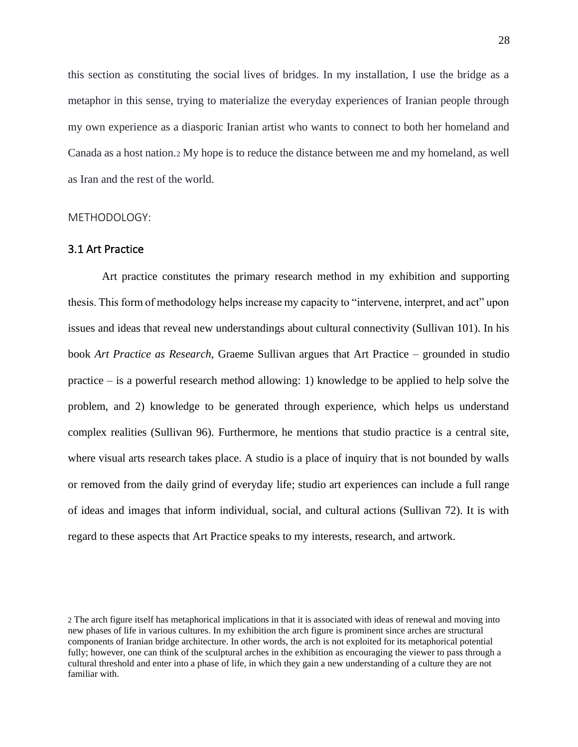this section as constituting the social lives of bridges. In my installation, I use the bridge as a metaphor in this sense, trying to materialize the everyday experiences of Iranian people through my own experience as a diasporic Iranian artist who wants to connect to both her homeland and Canada as a host nation.[2] My hope is to reduce the distance between me and my homeland, as well as Iran and the rest of the world.

METHODOLOGY:

### 3.1 Art Practice

Art practice constitutes the primary research method in my exhibition and supporting thesis. This form of methodology helps increase my capacity to "intervene, interpret, and act" upon issues and ideas that reveal new understandings about cultural connectivity (Sullivan 101). In his book *Art Practice as Research*, Graeme Sullivan argues that Art Practice – grounded in studio practice – is a powerful research method allowing: 1) knowledge to be applied to help solve the problem, and 2) knowledge to be generated through experience, which helps us understand complex realities (Sullivan 96). Furthermore, he mentions that studio practice is a central site, where visual arts research takes place. A studio is a place of inquiry that is not bounded by walls or removed from the daily grind of everyday life; studio art experiences can include a full range of ideas and images that inform individual, social, and cultural actions (Sullivan 72). It is with regard to these aspects that Art Practice speaks to my interests, research, and artwork.

[2] The arch figure itself has metaphorical implications in that it is associated with ideas of renewal and moving into new phases of life in various cultures. In my exhibition the arch figure is prominent since arches are structural components of Iranian bridge architecture. In other words, the arch is not exploited for its metaphorical potential fully; however, one can think of the sculptural arches in the exhibition as encouraging the viewer to pass through a cultural threshold and enter into a phase of life, in which they gain a new understanding of a culture they are not familiar with.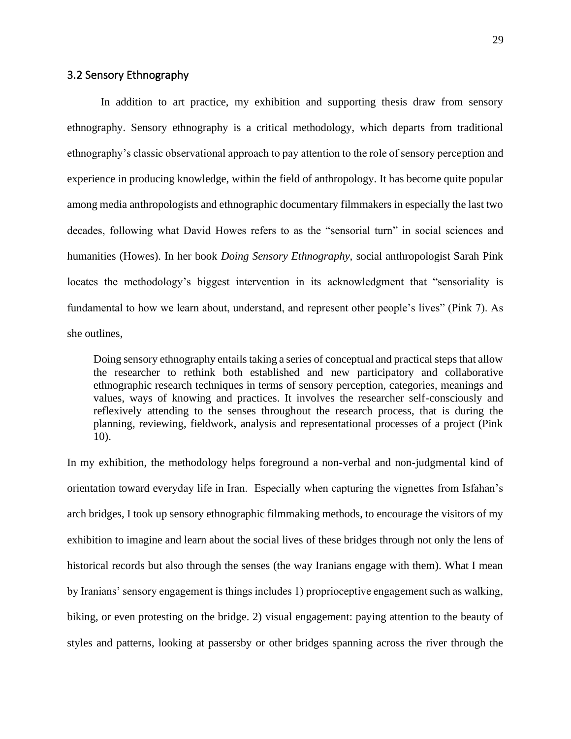### 3.2 Sensory Ethnography

In addition to art practice, my exhibition and supporting thesis draw from sensory ethnography. Sensory ethnography is a critical methodology, which departs from traditional ethnography's classic observational approach to pay attention to the role of sensory perception and experience in producing knowledge, within the field of anthropology. It has become quite popular among media anthropologists and ethnographic documentary filmmakers in especially the last two decades, following what David Howes refers to as the "sensorial turn" in social sciences and humanities (Howes). In her book *Doing Sensory Ethnography*, social anthropologist Sarah Pink locates the methodology's biggest intervention in its acknowledgment that "sensoriality is fundamental to how we learn about, understand, and represent other people's lives" (Pink 7). As she outlines,

> Doing sensory ethnography entails taking a series of conceptual and practical steps that allow the researcher to rethink both established and new participatory and collaborative ethnographic research techniques in terms of sensory perception, categories, meanings and values, ways of knowing and practices. It involves the researcher self-consciously and reflexively attending to the senses throughout the research process, that is during the planning, reviewing, fieldwork, analysis and representational processes of a project (Pink 10).

In my exhibition, the methodology helps foreground a non-verbal and non-judgmental kind of orientation toward everyday life in Iran. Especially when capturing the vignettes from Isfahan's arch bridges, I took up sensory ethnographic filmmaking methods, to encourage the visitors of my exhibition to imagine and learn about the social lives of these bridges through not only the lens of historical records but also through the senses (the way Iranians engage with them). What I mean by Iranians' sensory engagement is things includes 1) proprioceptive engagement such as walking, biking, or even protesting on the bridge. 2) visual engagement: paying attention to the beauty of styles and patterns, looking at passersby or other bridges spanning across the river through the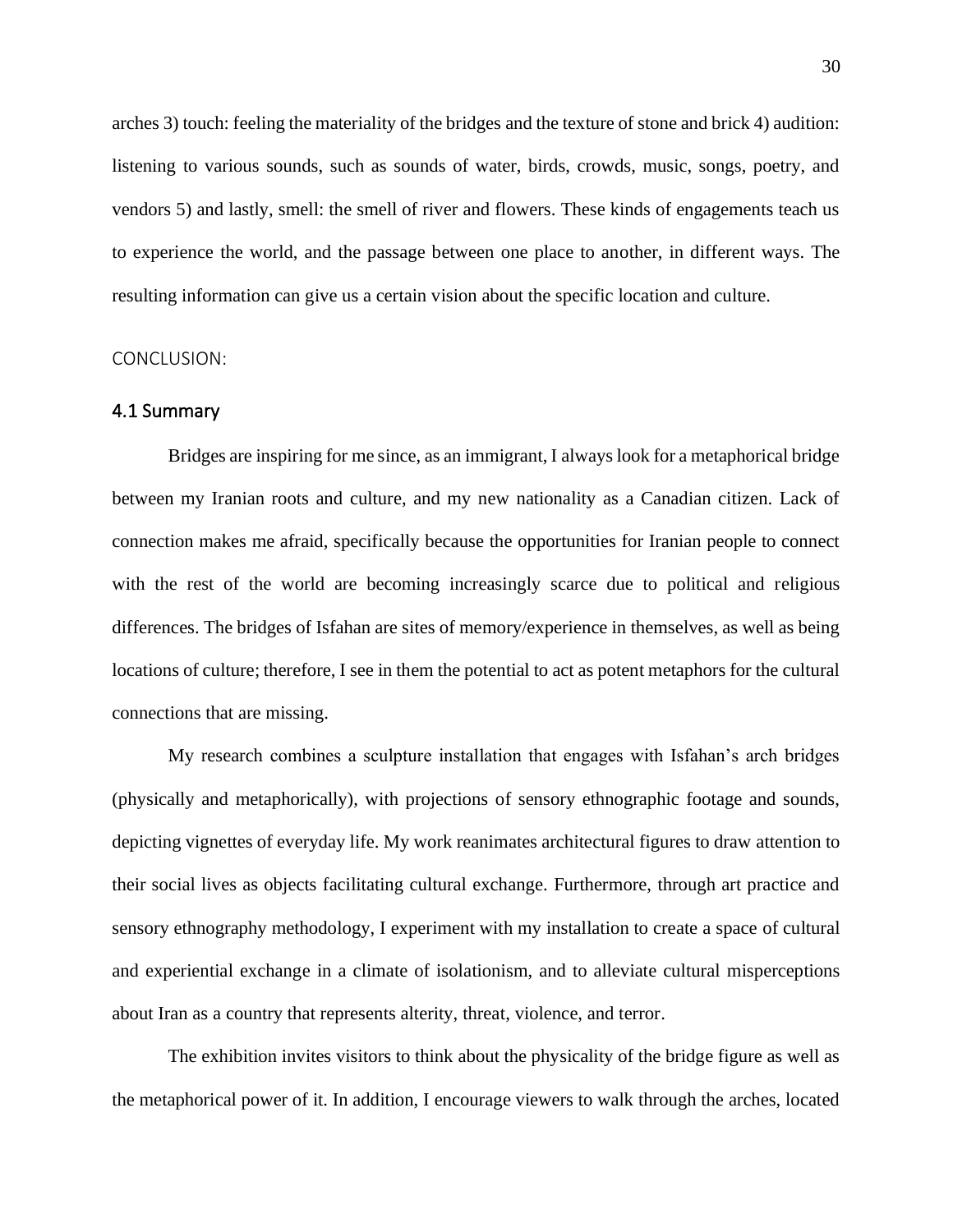arches 3) touch: feeling the materiality of the bridges and the texture of stone and brick 4) audition: listening to various sounds, such as sounds of water, birds, crowds, music, songs, poetry, and vendors 5) and lastly, smell: the smell of river and flowers. These kinds of engagements teach us to experience the world, and the passage between one place to another, in different ways. The resulting information can give us a certain vision about the specific location and culture.

# CONCLUSION:

## 4.1 Summary

Bridges are inspiring for me since, as an immigrant, I always look for a metaphorical bridge between my Iranian roots and culture, and my new nationality as a Canadian citizen. Lack of connection makes me afraid, specifically because the opportunities for Iranian people to connect with the rest of the world are becoming increasingly scarce due to political and religious differences. The bridges of Isfahan are sites of memory/experience in themselves, as well as being locations of culture; therefore, I see in them the potential to act as potent metaphors for the cultural connections that are missing.

My research combines a sculpture installation that engages with Isfahan's arch bridges (physically and metaphorically), with projections of sensory ethnographic footage and sounds, depicting vignettes of everyday life. My work reanimates architectural figures to draw attention to their social lives as objects facilitating cultural exchange. Furthermore, through art practice and sensory ethnography methodology, I experiment with my installation to create a space of cultural and experiential exchange in a climate of isolationism, and to alleviate cultural misperceptions about Iran as a country that represents alterity, threat, violence, and terror.

The exhibition invites visitors to think about the physicality of the bridge figure as well as the metaphorical power of it. In addition, I encourage viewers to walk through the arches, located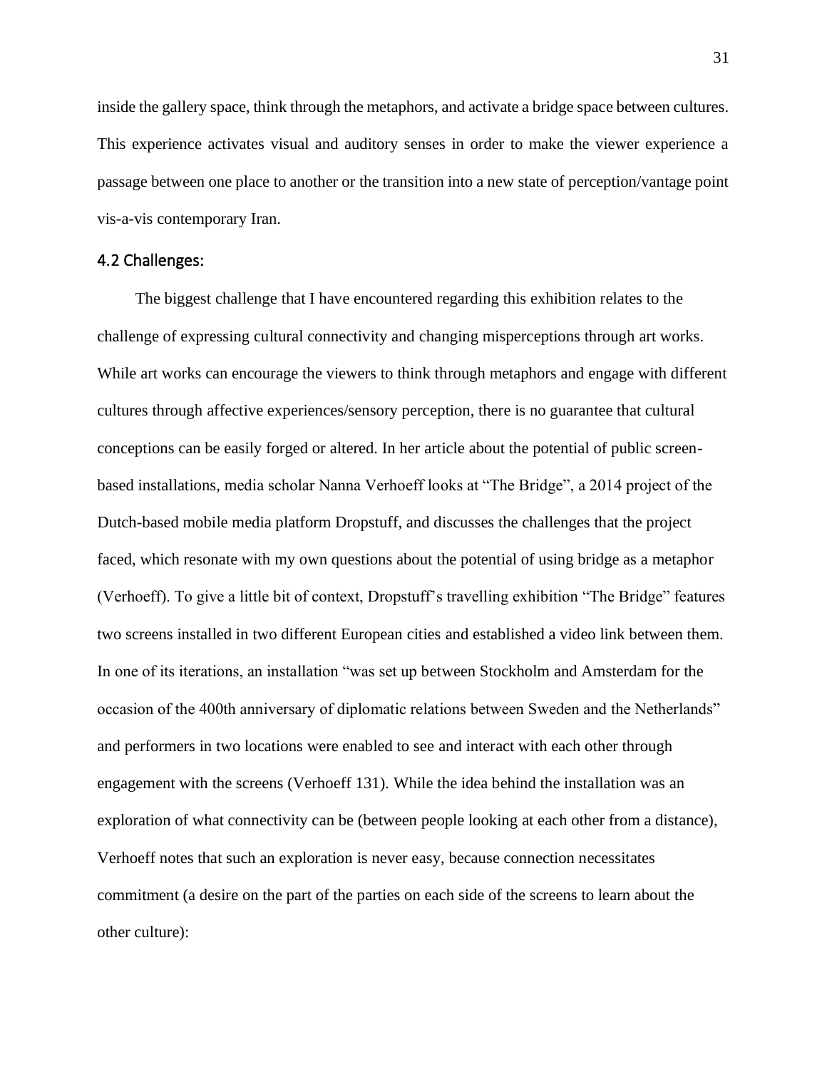inside the gallery space, think through the metaphors, and activate a bridge space between cultures. This experience activates visual and auditory senses in order to make the viewer experience a passage between one place to another or the transition into a new state of perception/vantage point vis-a-vis contemporary Iran.

### 4.2 Challenges:

The biggest challenge that I have encountered regarding this exhibition relates to the challenge of expressing cultural connectivity and changing misperceptions through art works. While art works can encourage the viewers to think through metaphors and engage with different cultures through affective experiences/sensory perception, there is no guarantee that cultural conceptions can be easily forged or altered. In her article about the potential of public screen-based installations, media scholar Nanna Verhoeff looks at "The Bridge", a 2014 project of the Dutch-based mobile media platform Dropstuff, and discusses the challenges that the project faced, which resonate with my own questions about the potential of using bridge as a metaphor (Verhoeff). To give a little bit of context, Dropstuff's travelling exhibition "The Bridge" features two screens installed in two different European cities and established a video link between them. In one of its iterations, an installation "was set up between Stockholm and Amsterdam for the occasion of the 400th anniversary of diplomatic relations between Sweden and the Netherlands" and performers in two locations were enabled to see and interact with each other through engagement with the screens (Verhoeff 131). While the idea behind the installation was an exploration of what connectivity can be (between people looking at each other from a distance), Verhoeff notes that such an exploration is never easy, because connection necessitates commitment (a desire on the part of the parties on each side of the screens to learn about the other culture):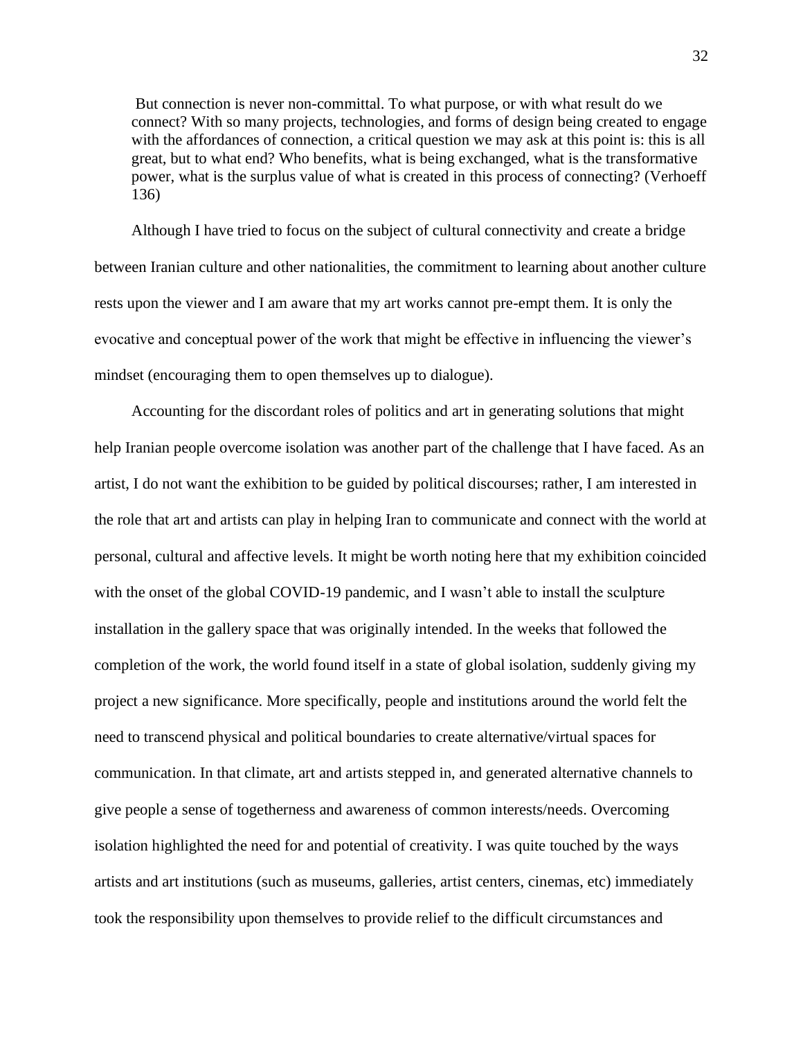> But connection is never non-committal. To what purpose, or with what result do we connect? With so many projects, technologies, and forms of design being created to engage with the affordances of connection, a critical question we may ask at this point is: this is all great, but to what end? Who benefits, what is being exchanged, what is the transformative power, what is the surplus value of what is created in this process of connecting? (Verhoeff 136)

Although I have tried to focus on the subject of cultural connectivity and create a bridge between Iranian culture and other nationalities, the commitment to learning about another culture rests upon the viewer and I am aware that my art works cannot pre-empt them. It is only the evocative and conceptual power of the work that might be effective in influencing the viewer's mindset (encouraging them to open themselves up to dialogue).

Accounting for the discordant roles of politics and art in generating solutions that might help Iranian people overcome isolation was another part of the challenge that I have faced. As an artist, I do not want the exhibition to be guided by political discourses; rather, I am interested in the role that art and artists can play in helping Iran to communicate and connect with the world at personal, cultural and affective levels. It might be worth noting here that my exhibition coincided with the onset of the global COVID-19 pandemic, and I wasn't able to install the sculpture installation in the gallery space that was originally intended. In the weeks that followed the completion of the work, the world found itself in a state of global isolation, suddenly giving my project a new significance. More specifically, people and institutions around the world felt the need to transcend physical and political boundaries to create alternative/virtual spaces for communication. In that climate, art and artists stepped in, and generated alternative channels to give people a sense of togetherness and awareness of common interests/needs. Overcoming isolation highlighted the need for and potential of creativity. I was quite touched by the ways artists and art institutions (such as museums, galleries, artist centers, cinemas, etc) immediately took the responsibility upon themselves to provide relief to the difficult circumstances and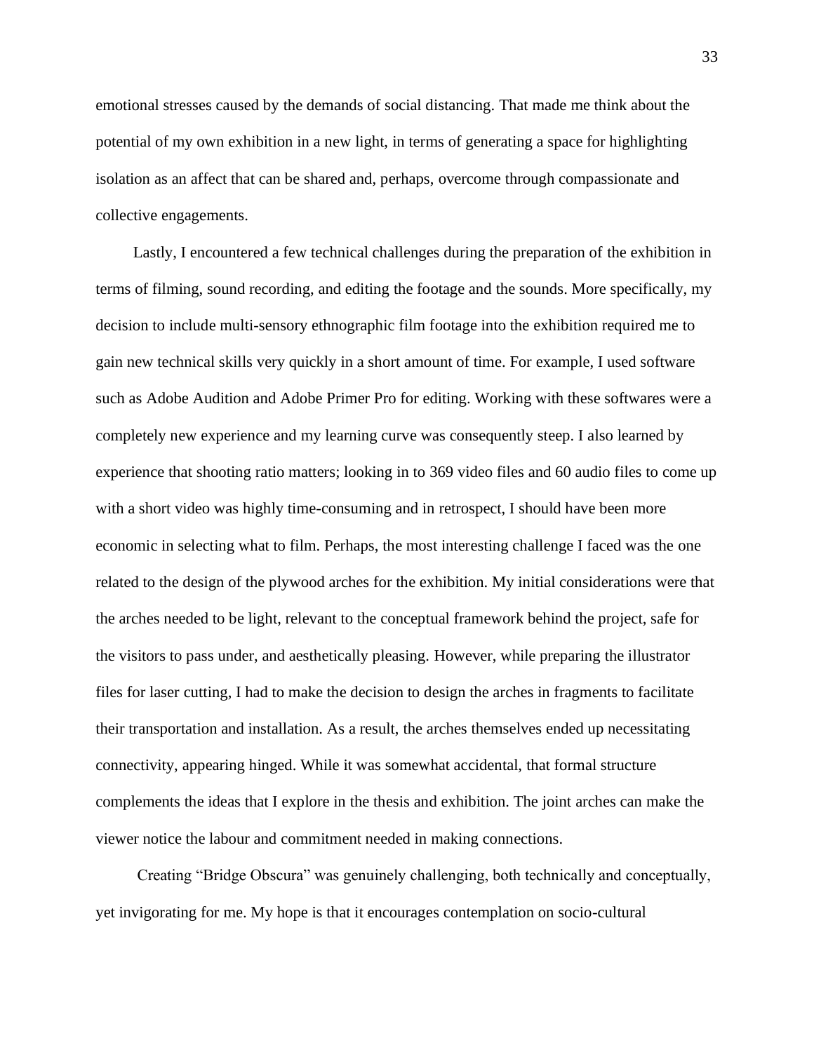emotional stresses caused by the demands of social distancing. That made me think about the potential of my own exhibition in a new light, in terms of generating a space for highlighting isolation as an affect that can be shared and, perhaps, overcome through compassionate and collective engagements.

Lastly, I encountered a few technical challenges during the preparation of the exhibition in terms of filming, sound recording, and editing the footage and the sounds. More specifically, my decision to include multi-sensory ethnographic film footage into the exhibition required me to gain new technical skills very quickly in a short amount of time. For example, I used software such as Adobe Audition and Adobe Primer Pro for editing. Working with these softwares were a completely new experience and my learning curve was consequently steep. I also learned by experience that shooting ratio matters; looking in to 369 video files and 60 audio files to come up with a short video was highly time-consuming and in retrospect, I should have been more economic in selecting what to film. Perhaps, the most interesting challenge I faced was the one related to the design of the plywood arches for the exhibition. My initial considerations were that the arches needed to be light, relevant to the conceptual framework behind the project, safe for the visitors to pass under, and aesthetically pleasing. However, while preparing the illustrator files for laser cutting, I had to make the decision to design the arches in fragments to facilitate their transportation and installation. As a result, the arches themselves ended up necessitating connectivity, appearing hinged. While it was somewhat accidental, that formal structure complements the ideas that I explore in the thesis and exhibition. The joint arches can make the viewer notice the labour and commitment needed in making connections.

Creating "Bridge Obscura" was genuinely challenging, both technically and conceptually, yet invigorating for me. My hope is that it encourages contemplation on socio-cultural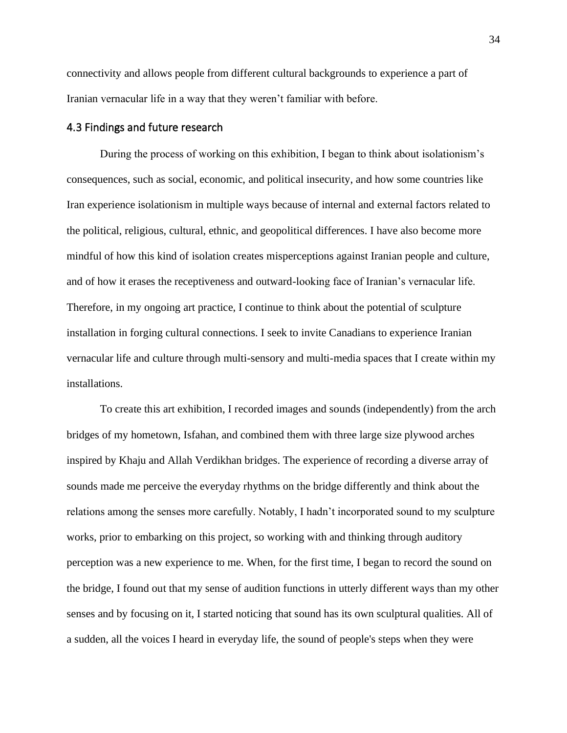connectivity and allows people from different cultural backgrounds to experience a part of Iranian vernacular life in a way that they weren't familiar with before.

### 4.3 Findings and future research

During the process of working on this exhibition, I began to think about isolationism's consequences, such as social, economic, and political insecurity, and how some countries like Iran experience isolationism in multiple ways because of internal and external factors related to the political, religious, cultural, ethnic, and geopolitical differences. I have also become more mindful of how this kind of isolation creates misperceptions against Iranian people and culture, and of how it erases the receptiveness and outward-looking face of Iranian's vernacular life. Therefore, in my ongoing art practice, I continue to think about the potential of sculpture installation in forging cultural connections. I seek to invite Canadians to experience Iranian vernacular life and culture through multi-sensory and multi-media spaces that I create within my installations.

To create this art exhibition, I recorded images and sounds (independently) from the arch bridges of my hometown, Isfahan, and combined them with three large size plywood arches inspired by Khaju and Allah Verdikhan bridges. The experience of recording a diverse array of sounds made me perceive the everyday rhythms on the bridge differently and think about the relations among the senses more carefully. Notably, I hadn't incorporated sound to my sculpture works, prior to embarking on this project, so working with and thinking through auditory perception was a new experience to me. When, for the first time, I began to record the sound on the bridge, I found out that my sense of audition functions in utterly different ways than my other senses and by focusing on it, I started noticing that sound has its own sculptural qualities. All of a sudden, all the voices I heard in everyday life, the sound of people's steps when they were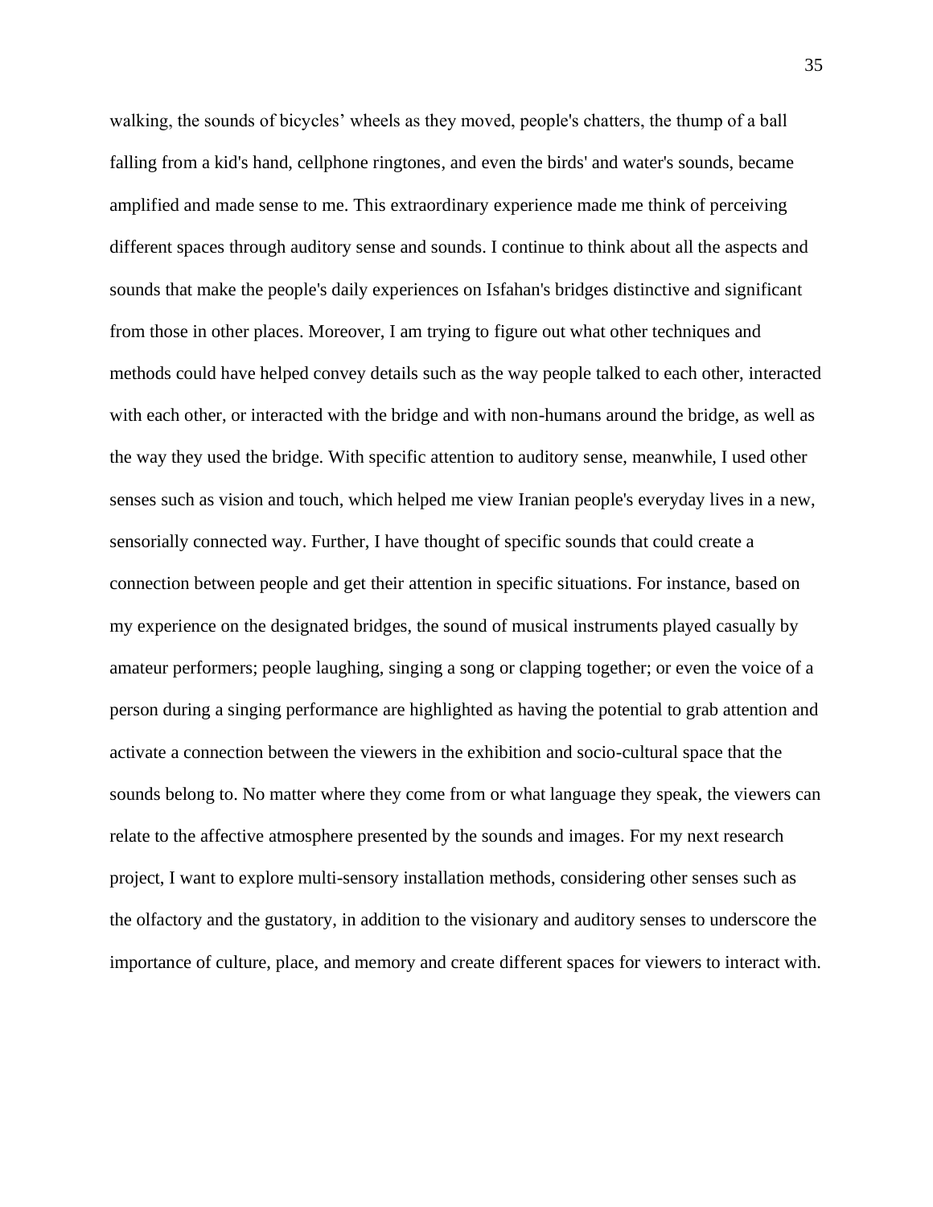walking, the sounds of bicycles' wheels as they moved, people's chatters, the thump of a ball falling from a kid's hand, cellphone ringtones, and even the birds' and water's sounds, became amplified and made sense to me. This extraordinary experience made me think of perceiving different spaces through auditory sense and sounds. I continue to think about all the aspects and sounds that make the people's daily experiences on Isfahan's bridges distinctive and significant from those in other places. Moreover, I am trying to figure out what other techniques and methods could have helped convey details such as the way people talked to each other, interacted with each other, or interacted with the bridge and with non-humans around the bridge, as well as the way they used the bridge. With specific attention to auditory sense, meanwhile, I used other senses such as vision and touch, which helped me view Iranian people's everyday lives in a new, sensorially connected way. Further, I have thought of specific sounds that could create a connection between people and get their attention in specific situations. For instance, based on my experience on the designated bridges, the sound of musical instruments played casually by amateur performers; people laughing, singing a song or clapping together; or even the voice of a person during a singing performance are highlighted as having the potential to grab attention and activate a connection between the viewers in the exhibition and socio-cultural space that the sounds belong to. No matter where they come from or what language they speak, the viewers can relate to the affective atmosphere presented by the sounds and images. For my next research project, I want to explore multi-sensory installation methods, considering other senses such as the olfactory and the gustatory, in addition to the visionary and auditory senses to underscore the importance of culture, place, and memory and create different spaces for viewers to interact with.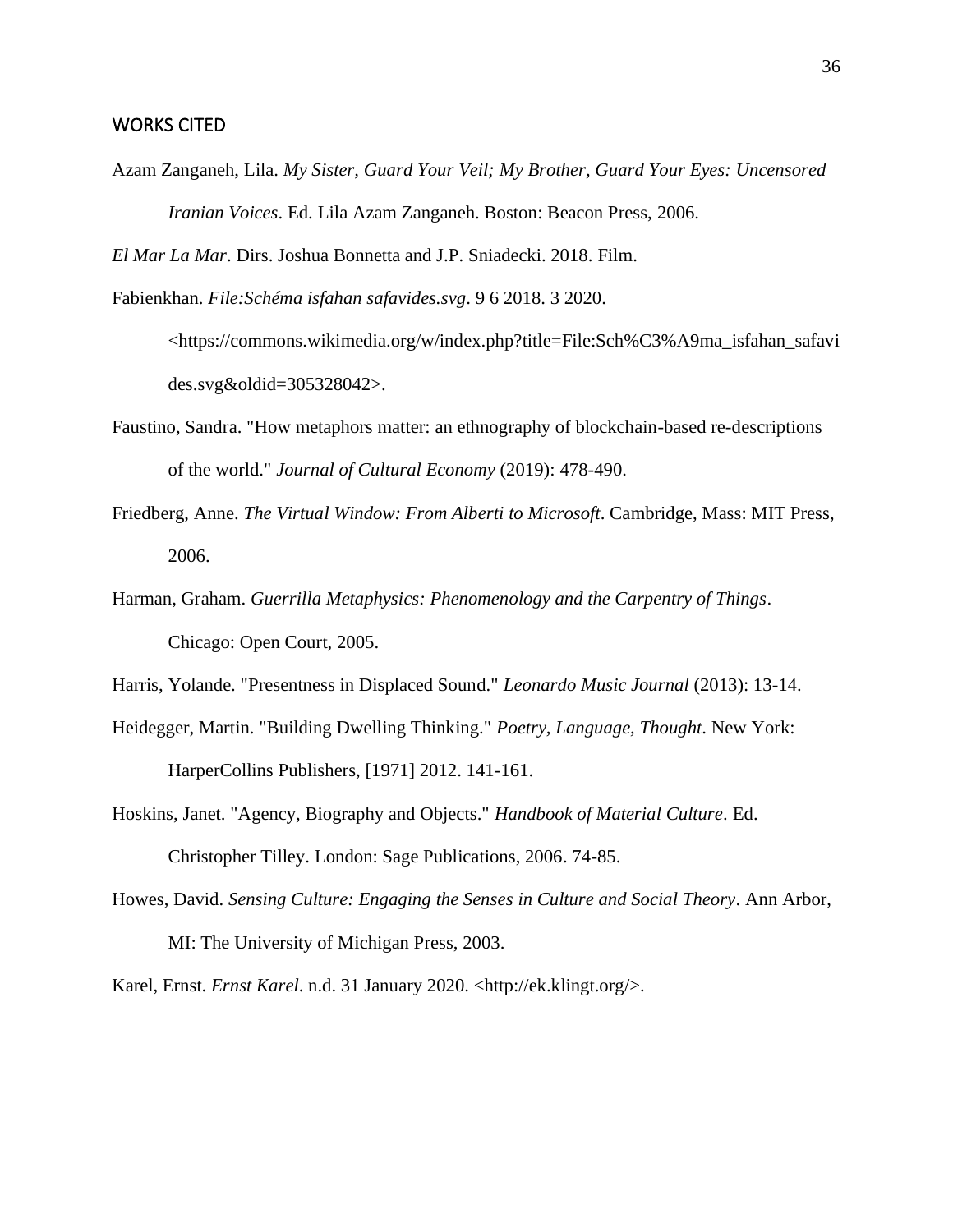## WORKS CITED

Azam Zanganeh, Lila. *My Sister, Guard Your Veil; My Brother, Guard Your Eyes: Uncensored Iranian Voices*. Ed. Lila Azam Zanganeh. Boston: Beacon Press, 2006.

*El Mar La Mar*. Dirs. Joshua Bonnetta and J.P. Sniadecki. 2018. Film.

Fabienkhan. *File:Schéma isfahan safavides.svg*. 9 6 2018. 3 2020. <https://commons.wikimedia.org/w/index.php?title=File:Sch%C3%A9ma_isfahan_safavides.svg&oldid=305328042>.

Faustino, Sandra. "How metaphors matter: an ethnography of blockchain-based re-descriptions of the world." *Journal of Cultural Economy* (2019): 478-490.

Friedberg, Anne. *The Virtual Window: From Alberti to Microsoft*. Cambridge, Mass: MIT Press, 2006.

Harman, Graham. *Guerrilla Metaphysics: Phenomenology and the Carpentry of Things*. Chicago: Open Court, 2005.

Harris, Yolande. "Presentness in Displaced Sound." *Leonardo Music Journal* (2013): 13-14.

Heidegger, Martin. "Building Dwelling Thinking." *Poetry, Language, Thought*. New York: HarperCollins Publishers, [1971] 2012. 141-161.

Hoskins, Janet. "Agency, Biography and Objects." *Handbook of Material Culture*. Ed. Christopher Tilley. London: Sage Publications, 2006. 74-85.

Howes, David. *Sensing Culture: Engaging the Senses in Culture and Social Theory*. Ann Arbor, MI: The University of Michigan Press, 2003.

Karel, Ernst. *Ernst Karel*. n.d. 31 January 2020. <http://ek.klingt.org/>.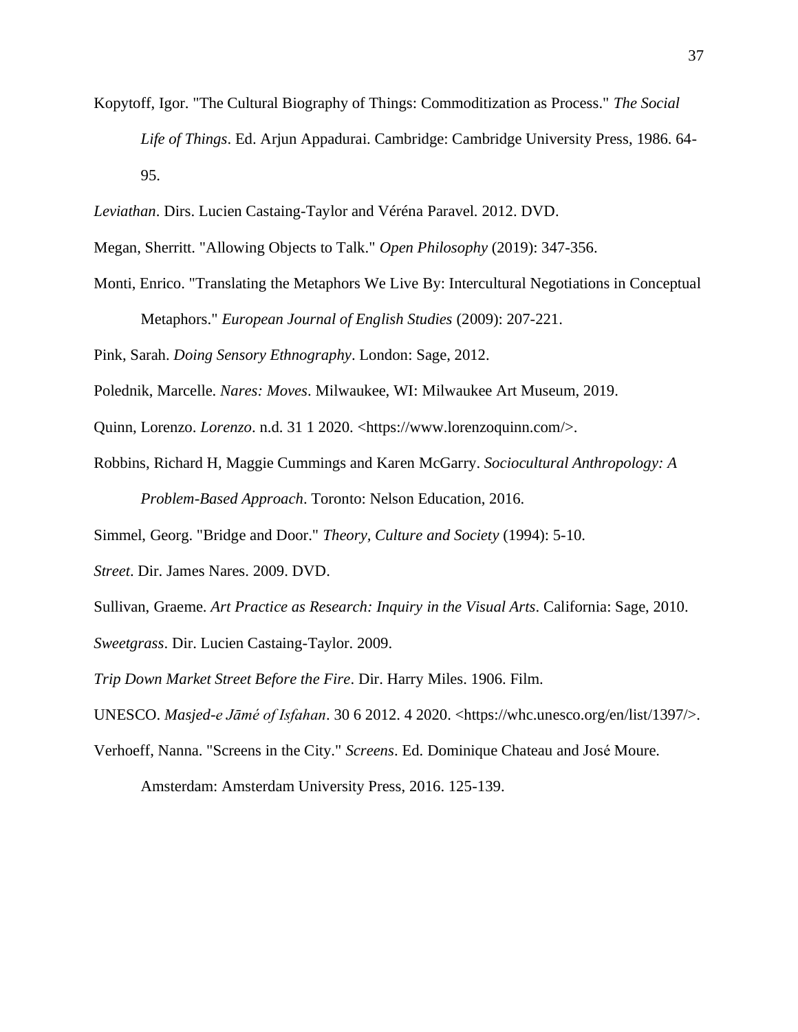Kopytoff, Igor. "The Cultural Biography of Things: Commoditization as Process." *The Social Life of Things*. Ed. Arjun Appadurai. Cambridge: Cambridge University Press, 1986. 64-95.

*Leviathan*. Dirs. Lucien Castaing-Taylor and Véréna Paravel. 2012. DVD.

Megan, Sherritt. "Allowing Objects to Talk." *Open Philosophy* (2019): 347-356.

Monti, Enrico. "Translating the Metaphors We Live By: Intercultural Negotiations in Conceptual Metaphors." *European Journal of English Studies* (2009): 207-221.

Pink, Sarah. *Doing Sensory Ethnography*. London: Sage, 2012.

Polednik, Marcelle. *Nares: Moves*. Milwaukee, WI: Milwaukee Art Museum, 2019.

Quinn, Lorenzo. *Lorenzo*. n.d. 31 1 2020. <https://www.lorenzoquinn.com/>.

Robbins, Richard H, Maggie Cummings and Karen McGarry. *Sociocultural Anthropology: A Problem-Based Approach*. Toronto: Nelson Education, 2016.

Simmel, Georg. "Bridge and Door." *Theory, Culture and Society* (1994): 5-10.

*Street*. Dir. James Nares. 2009. DVD.

Sullivan, Graeme. *Art Practice as Research: Inquiry in the Visual Arts*. California: Sage, 2010.

*Sweetgrass*. Dir. Lucien Castaing-Taylor. 2009.

*Trip Down Market Street Before the Fire*. Dir. Harry Miles. 1906. Film.

UNESCO. *Masjed-e Jāmé of Isfahan*. 30 6 2012. 4 2020. <https://whc.unesco.org/en/list/1397/>.

Verhoeff, Nanna. "Screens in the City." *Screens*. Ed. Dominique Chateau and José Moure. Amsterdam: Amsterdam University Press, 2016. 125-139.